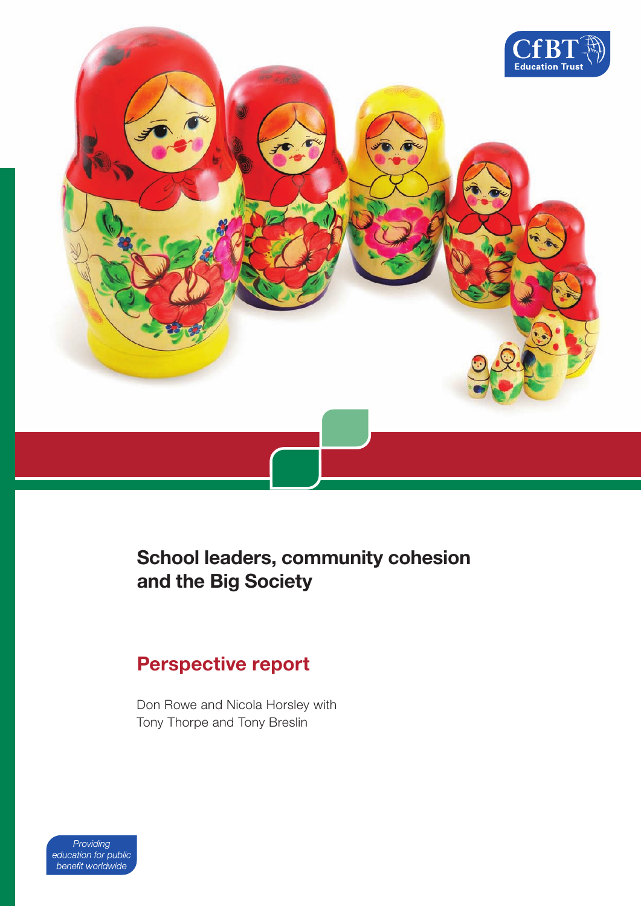CfBT Education Trust

# School leaders, community cohesion and the Big Society

## Perspective report

Don Rowe and Nicola Horsley with Tony Thorpe and Tony Breslin

*Providing education for public benefit worldwide*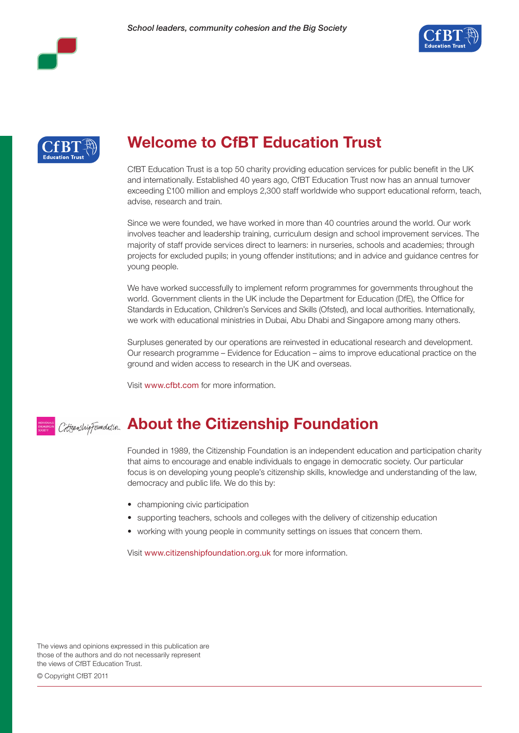## Welcome to CfBT Education Trust

CfBT Education Trust is a top 50 charity providing education services for public benefit in the UK and internationally. Established 40 years ago, CfBT Education Trust now has an annual turnover exceeding £100 million and employs 2,300 staff worldwide who support educational reform, teach, advise, research and train.

Since we were founded, we have worked in more than 40 countries around the world. Our work involves teacher and leadership training, curriculum design and school improvement services. The majority of staff provide services direct to learners: in nurseries, schools and academies; through projects for excluded pupils; in young offender institutions; and in advice and guidance centres for young people.

We have worked successfully to implement reform programmes for governments throughout the world. Government clients in the UK include the Department for Education (DfE), the Office for Standards in Education, Children's Services and Skills (Ofsted), and local authorities. Internationally, we work with educational ministries in Dubai, Abu Dhabi and Singapore among many others.

Surpluses generated by our operations are reinvested in educational research and development. Our research programme – Evidence for Education – aims to improve educational practice on the ground and widen access to research in the UK and overseas.

Visit www.cfbt.com for more information.

## About the Citizenship Foundation

Founded in 1989, the Citizenship Foundation is an independent education and participation charity that aims to encourage and enable individuals to engage in democratic society. Our particular focus is on developing young people's citizenship skills, knowledge and understanding of the law, democracy and public life. We do this by:

- championing civic participation
- supporting teachers, schools and colleges with the delivery of citizenship education
- working with young people in community settings on issues that concern them.

Visit www.citizenshipfoundation.org.uk for more information.

The views and opinions expressed in this publication are those of the authors and do not necessarily represent the views of CfBT Education Trust.

© Copyright CfBT 2011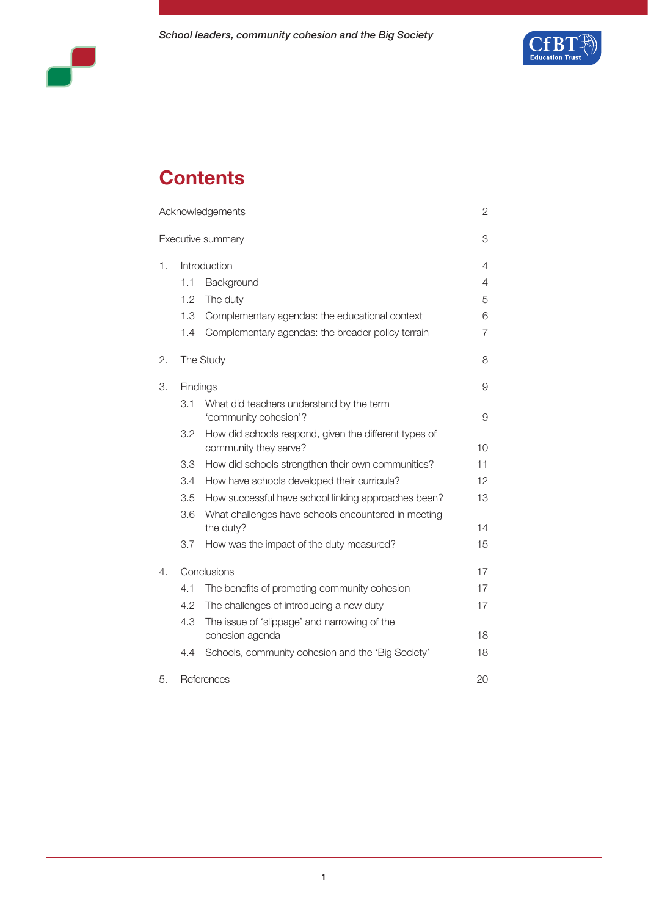# Contents

| | |
|---|---|
| Acknowledgements | 2 |
| Executive summary | 3 |
| 1. Introduction | 4 |
| 1.1 Background | 4 |
| 1.2 The duty | 5 |
| 1.3 Complementary agendas: the educational context | 6 |
| 1.4 Complementary agendas: the broader policy terrain | 7 |
| 2. The Study | 8 |
| 3. Findings | 9 |
| 3.1 What did teachers understand by the term 'community cohesion'? | 9 |
| 3.2 How did schools respond, given the different types of community they serve? | 10 |
| 3.3 How did schools strengthen their own communities? | 11 |
| 3.4 How have schools developed their curricula? | 12 |
| 3.5 How successful have school linking approaches been? | 13 |
| 3.6 What challenges have schools encountered in meeting the duty? | 14 |
| 3.7 How was the impact of the duty measured? | 15 |
| 4. Conclusions | 17 |
| 4.1 The benefits of promoting community cohesion | 17 |
| 4.2 The challenges of introducing a new duty | 17 |
| 4.3 The issue of 'slippage' and narrowing of the cohesion agenda | 18 |
| 4.4 Schools, community cohesion and the 'Big Society' | 18 |
| 5. References | 20 |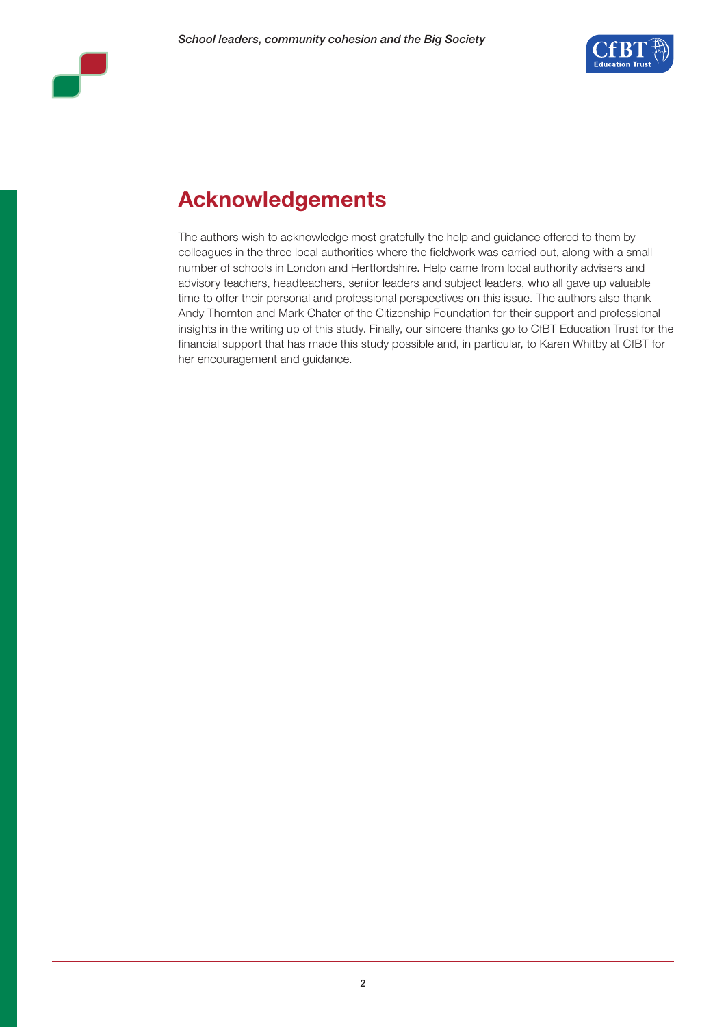## Acknowledgements

The authors wish to acknowledge most gratefully the help and guidance offered to them by colleagues in the three local authorities where the fieldwork was carried out, along with a small number of schools in London and Hertfordshire. Help came from local authority advisers and advisory teachers, headteachers, senior leaders and subject leaders, who all gave up valuable time to offer their personal and professional perspectives on this issue. The authors also thank Andy Thornton and Mark Chater of the Citizenship Foundation for their support and professional insights in the writing up of this study. Finally, our sincere thanks go to CfBT Education Trust for the financial support that has made this study possible and, in particular, to Karen Whitby at CfBT for her encouragement and guidance.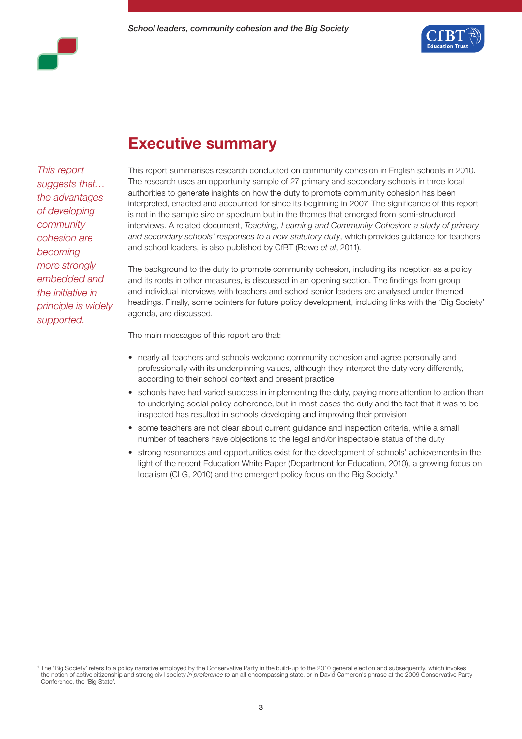## Executive summary

*This report suggests that… the advantages of developing community cohesion are becoming more strongly embedded and the initiative in principle is widely supported.*

This report summarises research conducted on community cohesion in English schools in 2010. The research uses an opportunity sample of 27 primary and secondary schools in three local authorities to generate insights on how the duty to promote community cohesion has been interpreted, enacted and accounted for since its beginning in 2007. The significance of this report is not in the sample size or spectrum but in the themes that emerged from semi-structured interviews. A related document, *Teaching, Learning and Community Cohesion: a study of primary and secondary schools' responses to a new statutory duty*, which provides guidance for teachers and school leaders, is also published by CfBT (Rowe *et al*, 2011).

The background to the duty to promote community cohesion, including its inception as a policy and its roots in other measures, is discussed in an opening section. The findings from group and individual interviews with teachers and school senior leaders are analysed under themed headings. Finally, some pointers for future policy development, including links with the 'Big Society' agenda, are discussed.

The main messages of this report are that:

- nearly all teachers and schools welcome community cohesion and agree personally and professionally with its underpinning values, although they interpret the duty very differently, according to their school context and present practice
- schools have had varied success in implementing the duty, paying more attention to action than to underlying social policy coherence, but in most cases the duty and the fact that it was to be inspected has resulted in schools developing and improving their provision
- some teachers are not clear about current guidance and inspection criteria, while a small number of teachers have objections to the legal and/or inspectable status of the duty
- strong resonances and opportunities exist for the development of schools' achievements in the light of the recent Education White Paper (Department for Education, 2010), a growing focus on localism (CLG, 2010) and the emergent policy focus on the Big Society.[1]

[1] The 'Big Society' refers to a policy narrative employed by the Conservative Party in the build-up to the 2010 general election and subsequently, which invokes the notion of active citizenship and strong civil society *in preference to* an all-encompassing state, or in David Cameron's phrase at the 2009 Conservative Party Conference, the 'Big State'.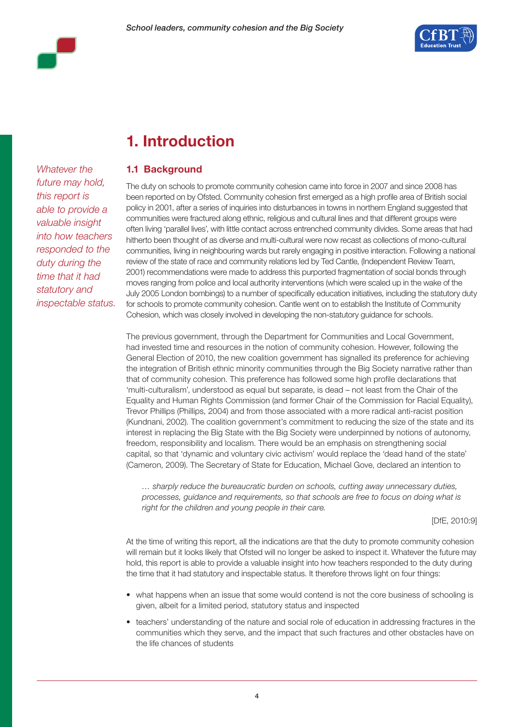# 1. Introduction

*Whatever the future may hold, this report is able to provide a valuable insight into how teachers responded to the duty during the time that it had statutory and inspectable status.*

## 1.1 Background

The duty on schools to promote community cohesion came into force in 2007 and since 2008 has been reported on by Ofsted. Community cohesion first emerged as a high profile area of British social policy in 2001, after a series of inquiries into disturbances in towns in northern England suggested that communities were fractured along ethnic, religious and cultural lines and that different groups were often living 'parallel lives', with little contact across entrenched community divides. Some areas that had hitherto been thought of as diverse and multi-cultural were now recast as collections of mono-cultural communities, living in neighbouring wards but rarely engaging in positive interaction. Following a national review of the state of race and community relations led by Ted Cantle, (Independent Review Team, 2001) recommendations were made to address this purported fragmentation of social bonds through moves ranging from police and local authority interventions (which were scaled up in the wake of the July 2005 London bombings) to a number of specifically education initiatives, including the statutory duty for schools to promote community cohesion. Cantle went on to establish the Institute of Community Cohesion, which was closely involved in developing the non-statutory guidance for schools.

The previous government, through the Department for Communities and Local Government, had invested time and resources in the notion of community cohesion. However, following the General Election of 2010, the new coalition government has signalled its preference for achieving the integration of British ethnic minority communities through the Big Society narrative rather than that of community cohesion. This preference has followed some high profile declarations that 'multi-culturalism', understood as equal but separate, is dead – not least from the Chair of the Equality and Human Rights Commission (and former Chair of the Commission for Racial Equality), Trevor Phillips (Phillips, 2004) and from those associated with a more radical anti-racist position (Kundnani, 2002). The coalition government's commitment to reducing the size of the state and its interest in replacing the Big State with the Big Society were underpinned by notions of autonomy, freedom, responsibility and localism. There would be an emphasis on strengthening social capital, so that 'dynamic and voluntary civic activism' would replace the 'dead hand of the state' (Cameron, 2009). The Secretary of State for Education, Michael Gove, declared an intention to

> *… sharply reduce the bureaucratic burden on schools, cutting away unnecessary duties, processes, guidance and requirements, so that schools are free to focus on doing what is right for the children and young people in their care.*
>
> [DfE, 2010:9]

At the time of writing this report, all the indications are that the duty to promote community cohesion will remain but it looks likely that Ofsted will no longer be asked to inspect it. Whatever the future may hold, this report is able to provide a valuable insight into how teachers responded to the duty during the time that it had statutory and inspectable status. It therefore throws light on four things:

- what happens when an issue that some would contend is not the core business of schooling is given, albeit for a limited period, statutory status and inspected
- teachers' understanding of the nature and social role of education in addressing fractures in the communities which they serve, and the impact that such fractures and other obstacles have on the life chances of students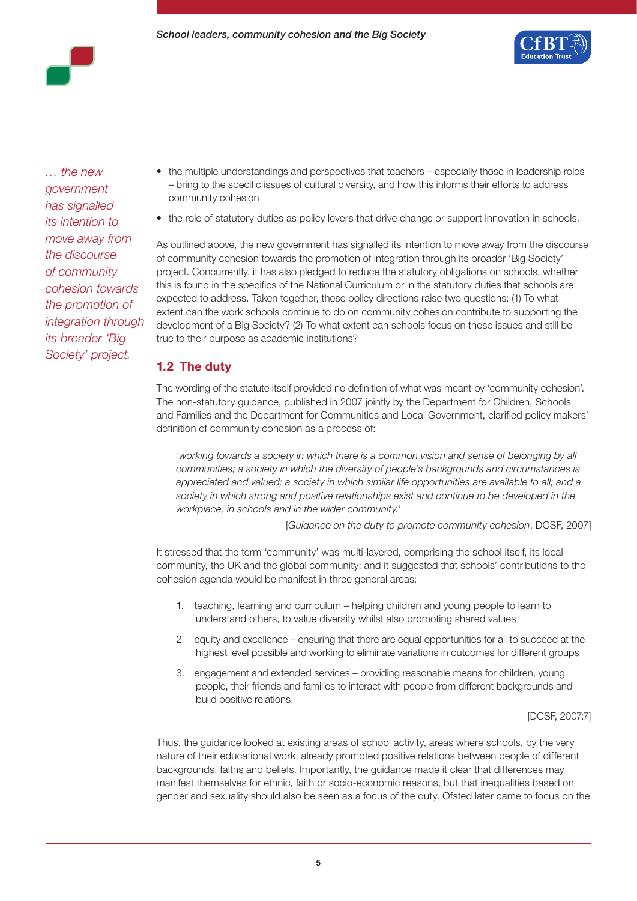*… the new government has signalled its intention to move away from the discourse of community cohesion towards the promotion of integration through its broader 'Big Society' project.*

- the multiple understandings and perspectives that teachers – especially those in leadership roles – bring to the specific issues of cultural diversity, and how this informs their efforts to address community cohesion
- the role of statutory duties as policy levers that drive change or support innovation in schools.

As outlined above, the new government has signalled its intention to move away from the discourse of community cohesion towards the promotion of integration through its broader 'Big Society' project. Concurrently, it has also pledged to reduce the statutory obligations on schools, whether this is found in the specifics of the National Curriculum or in the statutory duties that schools are expected to address. Taken together, these policy directions raise two questions: (1) To what extent can the work schools continue to do on community cohesion contribute to supporting the development of a Big Society? (2) To what extent can schools focus on these issues and still be true to their purpose as academic institutions?

## 1.2 The duty

The wording of the statute itself provided no definition of what was meant by 'community cohesion'. The non-statutory guidance, published in 2007 jointly by the Department for Children, Schools and Families and the Department for Communities and Local Government, clarified policy makers' definition of community cohesion as a process of:

> *'working towards a society in which there is a common vision and sense of belonging by all communities; a society in which the diversity of people's backgrounds and circumstances is appreciated and valued; a society in which similar life opportunities are available to all; and a society in which strong and positive relationships exist and continue to be developed in the workplace, in schools and in the wider community.'*
>
> [*Guidance on the duty to promote community cohesion*, DCSF, 2007]

It stressed that the term 'community' was multi-layered, comprising the school itself, its local community, the UK and the global community; and it suggested that schools' contributions to the cohesion agenda would be manifest in three general areas:

1. teaching, learning and curriculum – helping children and young people to learn to understand others, to value diversity whilst also promoting shared values
2. equity and excellence – ensuring that there are equal opportunities for all to succeed at the highest level possible and working to eliminate variations in outcomes for different groups
3. engagement and extended services – providing reasonable means for children, young people, their friends and families to interact with people from different backgrounds and build positive relations.

[DCSF, 2007:7]

Thus, the guidance looked at existing areas of school activity, areas where schools, by the very nature of their educational work, already promoted positive relations between people of different backgrounds, faiths and beliefs. Importantly, the guidance made it clear that differences may manifest themselves for ethnic, faith or socio-economic reasons, but that inequalities based on gender and sexuality should also be seen as a focus of the duty. Ofsted later came to focus on the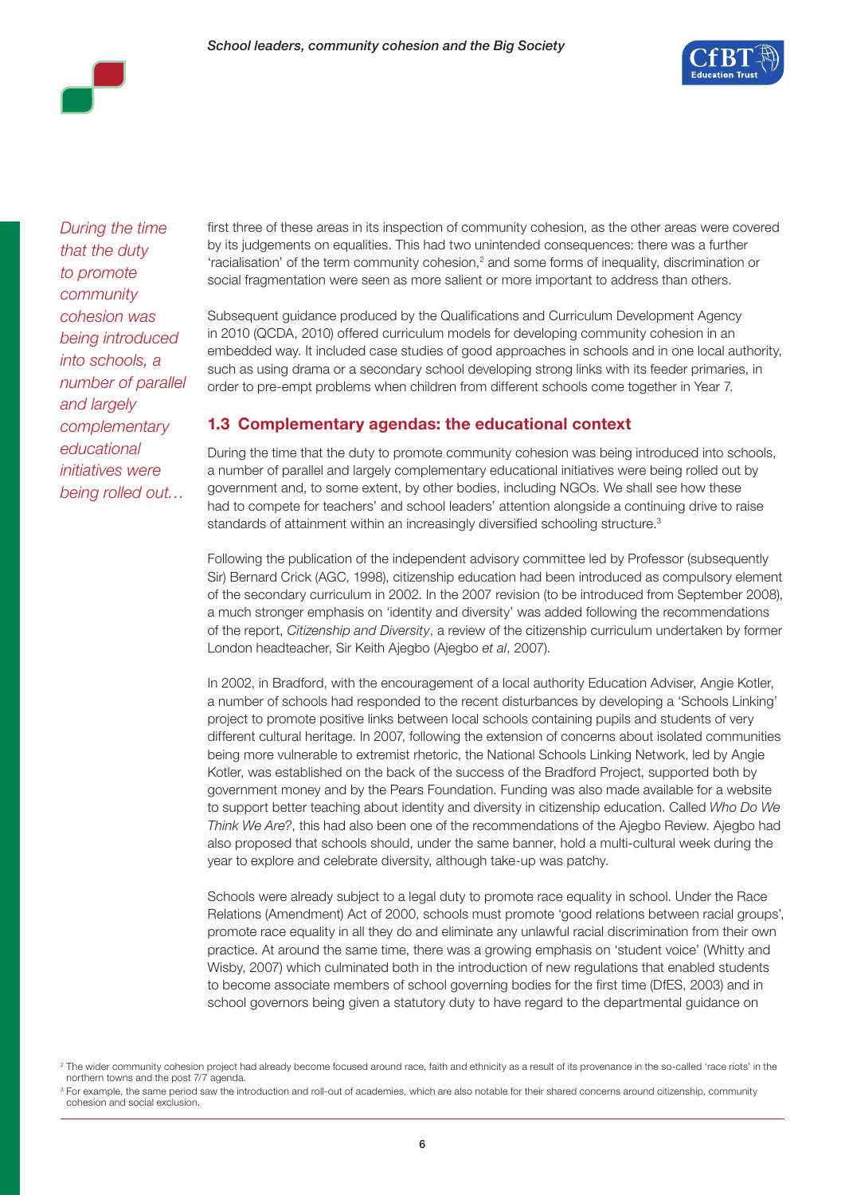*During the time that the duty to promote community cohesion was being introduced into schools, a number of parallel and largely complementary educational initiatives were being rolled out…*

first three of these areas in its inspection of community cohesion, as the other areas were covered by its judgements on equalities. This had two unintended consequences: there was a further 'racialisation' of the term community cohesion,[2] and some forms of inequality, discrimination or social fragmentation were seen as more salient or more important to address than others.

Subsequent guidance produced by the Qualifications and Curriculum Development Agency in 2010 (QCDA, 2010) offered curriculum models for developing community cohesion in an embedded way. It included case studies of good approaches in schools and in one local authority, such as using drama or a secondary school developing strong links with its feeder primaries, in order to pre-empt problems when children from different schools come together in Year 7.

## 1.3 Complementary agendas: the educational context

During the time that the duty to promote community cohesion was being introduced into schools, a number of parallel and largely complementary educational initiatives were being rolled out by government and, to some extent, by other bodies, including NGOs. We shall see how these had to compete for teachers' and school leaders' attention alongside a continuing drive to raise standards of attainment within an increasingly diversified schooling structure.[3]

Following the publication of the independent advisory committee led by Professor (subsequently Sir) Bernard Crick (AGC, 1998), citizenship education had been introduced as compulsory element of the secondary curriculum in 2002. In the 2007 revision (to be introduced from September 2008), a much stronger emphasis on 'identity and diversity' was added following the recommendations of the report, *Citizenship and Diversity*, a review of the citizenship curriculum undertaken by former London headteacher, Sir Keith Ajegbo (Ajegbo *et al*, 2007).

In 2002, in Bradford, with the encouragement of a local authority Education Adviser, Angie Kotler, a number of schools had responded to the recent disturbances by developing a 'Schools Linking' project to promote positive links between local schools containing pupils and students of very different cultural heritage. In 2007, following the extension of concerns about isolated communities being more vulnerable to extremist rhetoric, the National Schools Linking Network, led by Angie Kotler, was established on the back of the success of the Bradford Project, supported both by government money and by the Pears Foundation. Funding was also made available for a website to support better teaching about identity and diversity in citizenship education. Called *Who Do We Think We Are?*, this had also been one of the recommendations of the Ajegbo Review. Ajegbo had also proposed that schools should, under the same banner, hold a multi-cultural week during the year to explore and celebrate diversity, although take-up was patchy.

Schools were already subject to a legal duty to promote race equality in school. Under the Race Relations (Amendment) Act of 2000, schools must promote 'good relations between racial groups', promote race equality in all they do and eliminate any unlawful racial discrimination from their own practice. At around the same time, there was a growing emphasis on 'student voice' (Whitty and Wisby, 2007) which culminated both in the introduction of new regulations that enabled students to become associate members of school governing bodies for the first time (DfES, 2003) and in school governors being given a statutory duty to have regard to the departmental guidance on

[2] The wider community cohesion project had already become focused around race, faith and ethnicity as a result of its provenance in the so-called 'race riots' in the northern towns and the post 7/7 agenda.

[3] For example, the same period saw the introduction and roll-out of academies, which are also notable for their shared concerns around citizenship, community cohesion and social exclusion.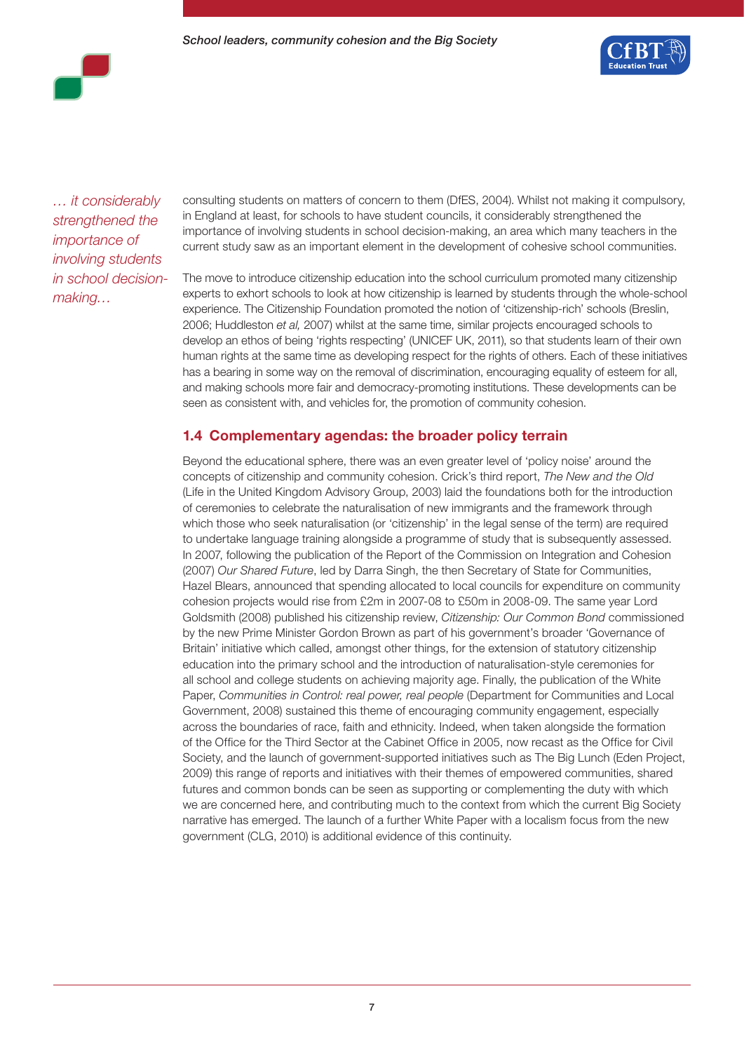*… it considerably strengthened the importance of involving students in school decision-making…*

consulting students on matters of concern to them (DfES, 2004). Whilst not making it compulsory, in England at least, for schools to have student councils, it considerably strengthened the importance of involving students in school decision-making, an area which many teachers in the current study saw as an important element in the development of cohesive school communities.

The move to introduce citizenship education into the school curriculum promoted many citizenship experts to exhort schools to look at how citizenship is learned by students through the whole-school experience. The Citizenship Foundation promoted the notion of 'citizenship-rich' schools (Breslin, 2006; Huddleston *et al,* 2007) whilst at the same time, similar projects encouraged schools to develop an ethos of being 'rights respecting' (UNICEF UK, 2011), so that students learn of their own human rights at the same time as developing respect for the rights of others. Each of these initiatives has a bearing in some way on the removal of discrimination, encouraging equality of esteem for all, and making schools more fair and democracy-promoting institutions. These developments can be seen as consistent with, and vehicles for, the promotion of community cohesion.

## 1.4 Complementary agendas: the broader policy terrain

Beyond the educational sphere, there was an even greater level of 'policy noise' around the concepts of citizenship and community cohesion. Crick's third report, *The New and the Old* (Life in the United Kingdom Advisory Group, 2003) laid the foundations both for the introduction of ceremonies to celebrate the naturalisation of new immigrants and the framework through which those who seek naturalisation (or 'citizenship' in the legal sense of the term) are required to undertake language training alongside a programme of study that is subsequently assessed. In 2007, following the publication of the Report of the Commission on Integration and Cohesion (2007) *Our Shared Future*, led by Darra Singh, the then Secretary of State for Communities, Hazel Blears, announced that spending allocated to local councils for expenditure on community cohesion projects would rise from £2m in 2007-08 to £50m in 2008-09. The same year Lord Goldsmith (2008) published his citizenship review, *Citizenship: Our Common Bond* commissioned by the new Prime Minister Gordon Brown as part of his government's broader 'Governance of Britain' initiative which called, amongst other things, for the extension of statutory citizenship education into the primary school and the introduction of naturalisation-style ceremonies for all school and college students on achieving majority age. Finally, the publication of the White Paper, *Communities in Control: real power, real people* (Department for Communities and Local Government, 2008) sustained this theme of encouraging community engagement, especially across the boundaries of race, faith and ethnicity. Indeed, when taken alongside the formation of the Office for the Third Sector at the Cabinet Office in 2005, now recast as the Office for Civil Society, and the launch of government-supported initiatives such as The Big Lunch (Eden Project, 2009) this range of reports and initiatives with their themes of empowered communities, shared futures and common bonds can be seen as supporting or complementing the duty with which we are concerned here, and contributing much to the context from which the current Big Society narrative has emerged. The launch of a further White Paper with a localism focus from the new government (CLG, 2010) is additional evidence of this continuity.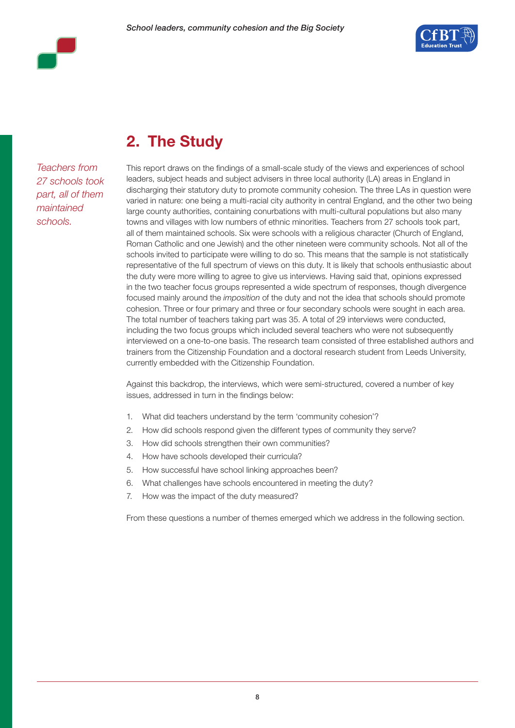## 2. The Study

*Teachers from 27 schools took part, all of them maintained schools.*

This report draws on the findings of a small-scale study of the views and experiences of school leaders, subject heads and subject advisers in three local authority (LA) areas in England in discharging their statutory duty to promote community cohesion. The three LAs in question were varied in nature: one being a multi-racial city authority in central England, and the other two being large county authorities, containing conurbations with multi-cultural populations but also many towns and villages with low numbers of ethnic minorities. Teachers from 27 schools took part, all of them maintained schools. Six were schools with a religious character (Church of England, Roman Catholic and one Jewish) and the other nineteen were community schools. Not all of the schools invited to participate were willing to do so. This means that the sample is not statistically representative of the full spectrum of views on this duty. It is likely that schools enthusiastic about the duty were more willing to agree to give us interviews. Having said that, opinions expressed in the two teacher focus groups represented a wide spectrum of responses, though divergence focused mainly around the *imposition* of the duty and not the idea that schools should promote cohesion. Three or four primary and three or four secondary schools were sought in each area. The total number of teachers taking part was 35. A total of 29 interviews were conducted, including the two focus groups which included several teachers who were not subsequently interviewed on a one-to-one basis. The research team consisted of three established authors and trainers from the Citizenship Foundation and a doctoral research student from Leeds University, currently embedded with the Citizenship Foundation.

Against this backdrop, the interviews, which were semi-structured, covered a number of key issues, addressed in turn in the findings below:

1. What did teachers understand by the term 'community cohesion'?
2. How did schools respond given the different types of community they serve?
3. How did schools strengthen their own communities?
4. How have schools developed their curricula?
5. How successful have school linking approaches been?
6. What challenges have schools encountered in meeting the duty?
7. How was the impact of the duty measured?

From these questions a number of themes emerged which we address in the following section.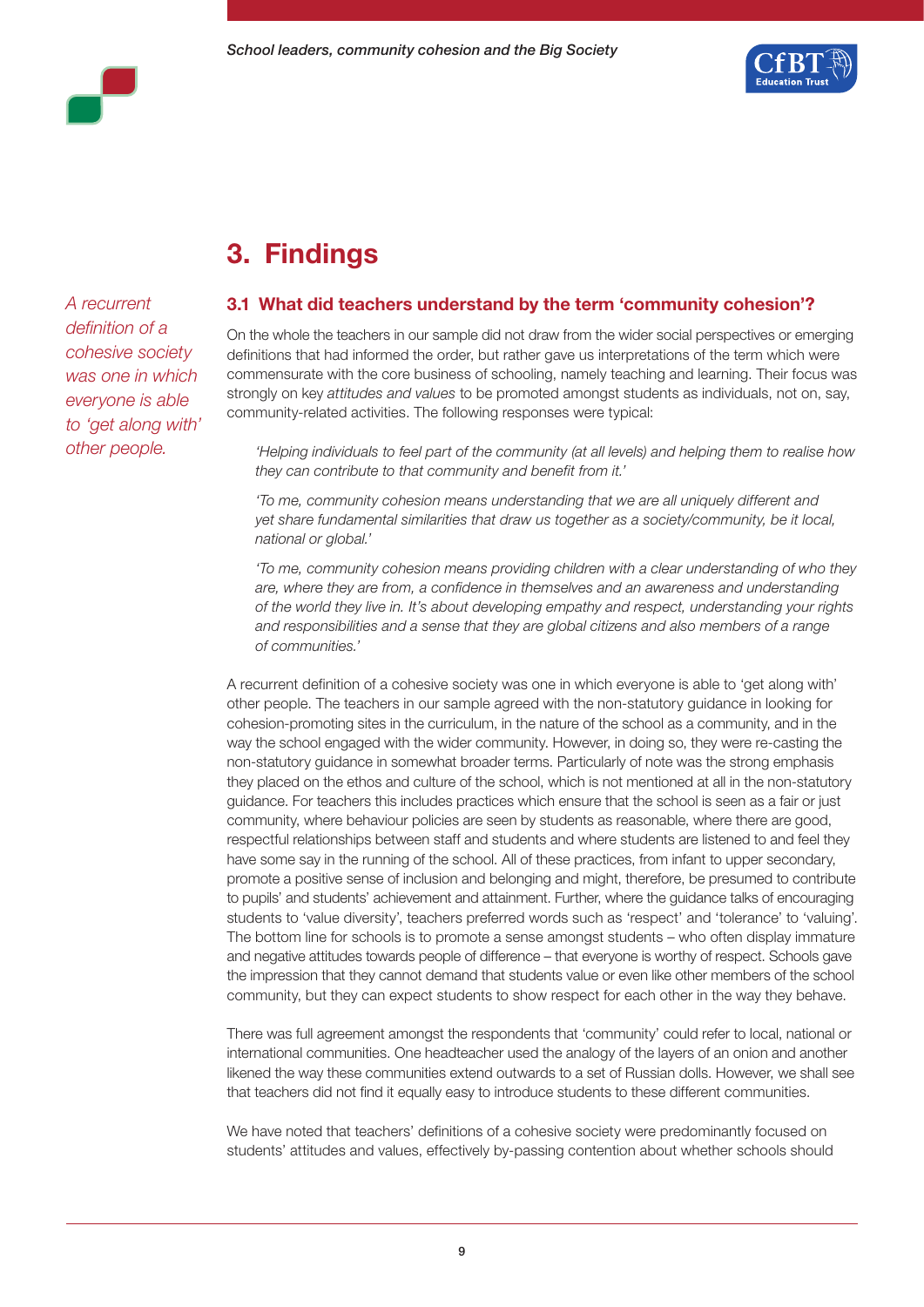# 3. Findings

*A recurrent definition of a cohesive society was one in which everyone is able to 'get along with' other people.*

## 3.1 What did teachers understand by the term 'community cohesion'?

On the whole the teachers in our sample did not draw from the wider social perspectives or emerging definitions that had informed the order, but rather gave us interpretations of the term which were commensurate with the core business of schooling, namely teaching and learning. Their focus was strongly on key *attitudes and values* to be promoted amongst students as individuals, not on, say, community-related activities. The following responses were typical:

> *'Helping individuals to feel part of the community (at all levels) and helping them to realise how they can contribute to that community and benefit from it.'*
>
> *'To me, community cohesion means understanding that we are all uniquely different and yet share fundamental similarities that draw us together as a society/community, be it local, national or global.'*
>
> *'To me, community cohesion means providing children with a clear understanding of who they are, where they are from, a confidence in themselves and an awareness and understanding of the world they live in. It's about developing empathy and respect, understanding your rights and responsibilities and a sense that they are global citizens and also members of a range of communities.'*

A recurrent definition of a cohesive society was one in which everyone is able to 'get along with' other people. The teachers in our sample agreed with the non-statutory guidance in looking for cohesion-promoting sites in the curriculum, in the nature of the school as a community, and in the way the school engaged with the wider community. However, in doing so, they were re-casting the non-statutory guidance in somewhat broader terms. Particularly of note was the strong emphasis they placed on the ethos and culture of the school, which is not mentioned at all in the non-statutory guidance. For teachers this includes practices which ensure that the school is seen as a fair or just community, where behaviour policies are seen by students as reasonable, where there are good, respectful relationships between staff and students and where students are listened to and feel they have some say in the running of the school. All of these practices, from infant to upper secondary, promote a positive sense of inclusion and belonging and might, therefore, be presumed to contribute to pupils' and students' achievement and attainment. Further, where the guidance talks of encouraging students to 'value diversity', teachers preferred words such as 'respect' and 'tolerance' to 'valuing'. The bottom line for schools is to promote a sense amongst students – who often display immature and negative attitudes towards people of difference – that everyone is worthy of respect. Schools gave the impression that they cannot demand that students value or even like other members of the school community, but they can expect students to show respect for each other in the way they behave.

There was full agreement amongst the respondents that 'community' could refer to local, national or international communities. One headteacher used the analogy of the layers of an onion and another likened the way these communities extend outwards to a set of Russian dolls. However, we shall see that teachers did not find it equally easy to introduce students to these different communities.

We have noted that teachers' definitions of a cohesive society were predominantly focused on students' attitudes and values, effectively by-passing contention about whether schools should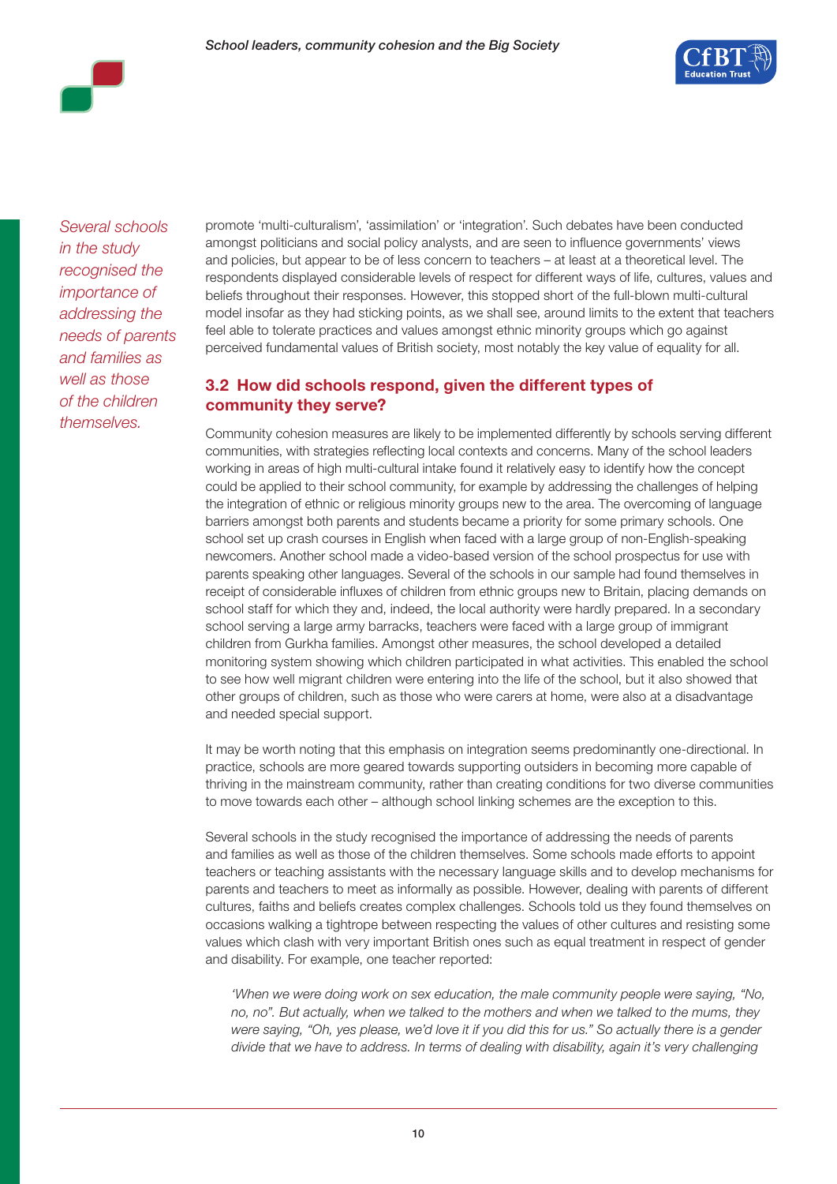*Several schools in the study recognised the importance of addressing the needs of parents and families as well as those of the children themselves.*

promote 'multi-culturalism', 'assimilation' or 'integration'. Such debates have been conducted amongst politicians and social policy analysts, and are seen to influence governments' views and policies, but appear to be of less concern to teachers – at least at a theoretical level. The respondents displayed considerable levels of respect for different ways of life, cultures, values and beliefs throughout their responses. However, this stopped short of the full-blown multi-cultural model insofar as they had sticking points, as we shall see, around limits to the extent that teachers feel able to tolerate practices and values amongst ethnic minority groups which go against perceived fundamental values of British society, most notably the key value of equality for all.

## 3.2 How did schools respond, given the different types of community they serve?

Community cohesion measures are likely to be implemented differently by schools serving different communities, with strategies reflecting local contexts and concerns. Many of the school leaders working in areas of high multi-cultural intake found it relatively easy to identify how the concept could be applied to their school community, for example by addressing the challenges of helping the integration of ethnic or religious minority groups new to the area. The overcoming of language barriers amongst both parents and students became a priority for some primary schools. One school set up crash courses in English when faced with a large group of non-English-speaking newcomers. Another school made a video-based version of the school prospectus for use with parents speaking other languages. Several of the schools in our sample had found themselves in receipt of considerable influxes of children from ethnic groups new to Britain, placing demands on school staff for which they and, indeed, the local authority were hardly prepared. In a secondary school serving a large army barracks, teachers were faced with a large group of immigrant children from Gurkha families. Amongst other measures, the school developed a detailed monitoring system showing which children participated in what activities. This enabled the school to see how well migrant children were entering into the life of the school, but it also showed that other groups of children, such as those who were carers at home, were also at a disadvantage and needed special support.

It may be worth noting that this emphasis on integration seems predominantly one-directional. In practice, schools are more geared towards supporting outsiders in becoming more capable of thriving in the mainstream community, rather than creating conditions for two diverse communities to move towards each other – although school linking schemes are the exception to this.

Several schools in the study recognised the importance of addressing the needs of parents and families as well as those of the children themselves. Some schools made efforts to appoint teachers or teaching assistants with the necessary language skills and to develop mechanisms for parents and teachers to meet as informally as possible. However, dealing with parents of different cultures, faiths and beliefs creates complex challenges. Schools told us they found themselves on occasions walking a tightrope between respecting the values of other cultures and resisting some values which clash with very important British ones such as equal treatment in respect of gender and disability. For example, one teacher reported:

> *'When we were doing work on sex education, the male community people were saying, "No, no, no". But actually, when we talked to the mothers and when we talked to the mums, they were saying, "Oh, yes please, we'd love it if you did this for us." So actually there is a gender divide that we have to address. In terms of dealing with disability, again it's very challenging*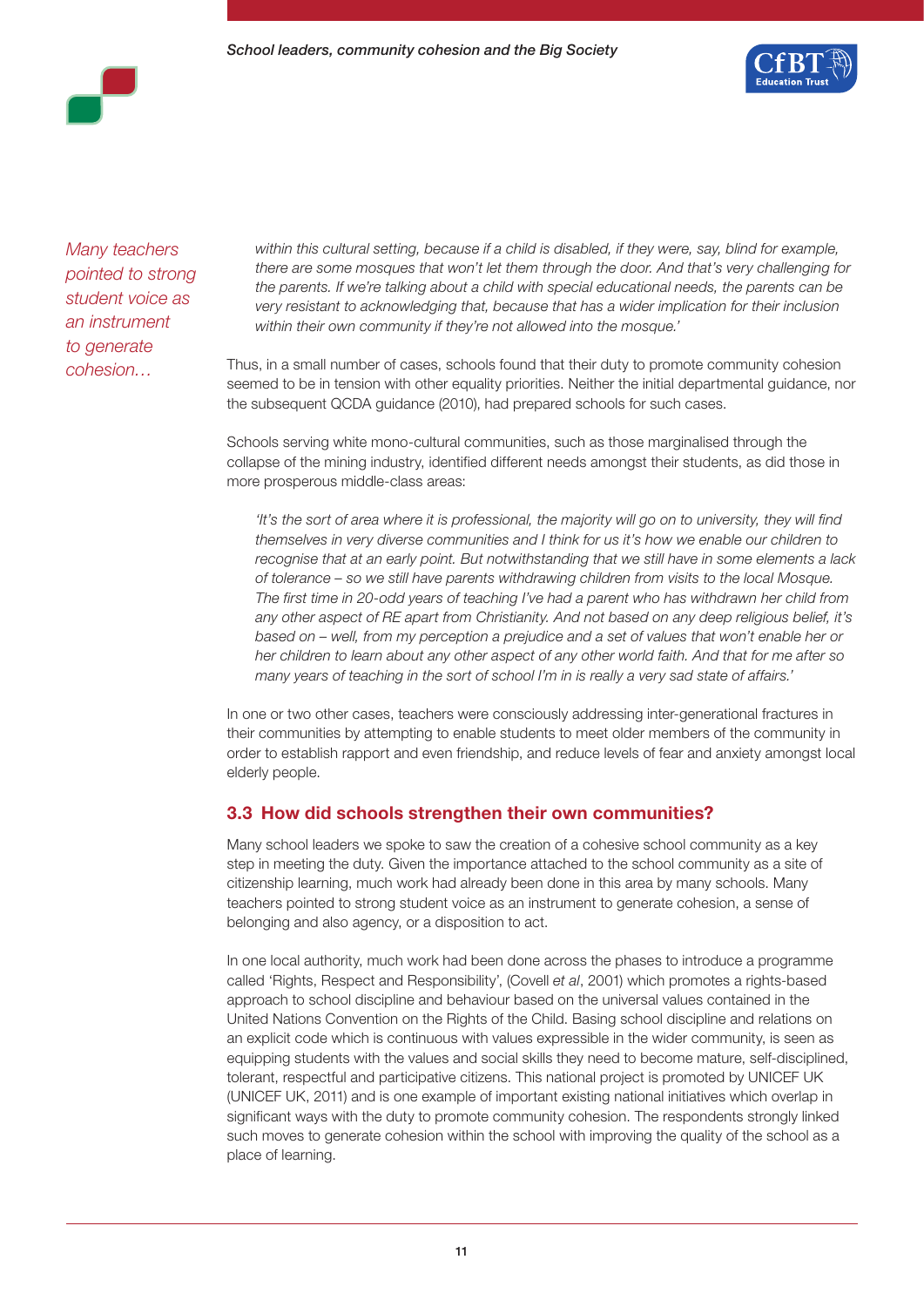*Many teachers pointed to strong student voice as an instrument to generate cohesion…*

*within this cultural setting, because if a child is disabled, if they were, say, blind for example, there are some mosques that won't let them through the door. And that's very challenging for the parents. If we're talking about a child with special educational needs, the parents can be very resistant to acknowledging that, because that has a wider implication for their inclusion within their own community if they're not allowed into the mosque.'*

Thus, in a small number of cases, schools found that their duty to promote community cohesion seemed to be in tension with other equality priorities. Neither the initial departmental guidance, nor the subsequent QCDA guidance (2010), had prepared schools for such cases.

Schools serving white mono-cultural communities, such as those marginalised through the collapse of the mining industry, identified different needs amongst their students, as did those in more prosperous middle-class areas:

> *'It's the sort of area where it is professional, the majority will go on to university, they will find themselves in very diverse communities and I think for us it's how we enable our children to recognise that at an early point. But notwithstanding that we still have in some elements a lack of tolerance – so we still have parents withdrawing children from visits to the local Mosque. The first time in 20-odd years of teaching I've had a parent who has withdrawn her child from any other aspect of RE apart from Christianity. And not based on any deep religious belief, it's based on – well, from my perception a prejudice and a set of values that won't enable her or her children to learn about any other aspect of any other world faith. And that for me after so many years of teaching in the sort of school I'm in is really a very sad state of affairs.'*

In one or two other cases, teachers were consciously addressing inter-generational fractures in their communities by attempting to enable students to meet older members of the community in order to establish rapport and even friendship, and reduce levels of fear and anxiety amongst local elderly people.

## 3.3 How did schools strengthen their own communities?

Many school leaders we spoke to saw the creation of a cohesive school community as a key step in meeting the duty. Given the importance attached to the school community as a site of citizenship learning, much work had already been done in this area by many schools. Many teachers pointed to strong student voice as an instrument to generate cohesion, a sense of belonging and also agency, or a disposition to act.

In one local authority, much work had been done across the phases to introduce a programme called 'Rights, Respect and Responsibility', (Covell *et al*, 2001) which promotes a rights-based approach to school discipline and behaviour based on the universal values contained in the United Nations Convention on the Rights of the Child. Basing school discipline and relations on an explicit code which is continuous with values expressible in the wider community, is seen as equipping students with the values and social skills they need to become mature, self-disciplined, tolerant, respectful and participative citizens. This national project is promoted by UNICEF UK (UNICEF UK, 2011) and is one example of important existing national initiatives which overlap in significant ways with the duty to promote community cohesion. The respondents strongly linked such moves to generate cohesion within the school with improving the quality of the school as a place of learning.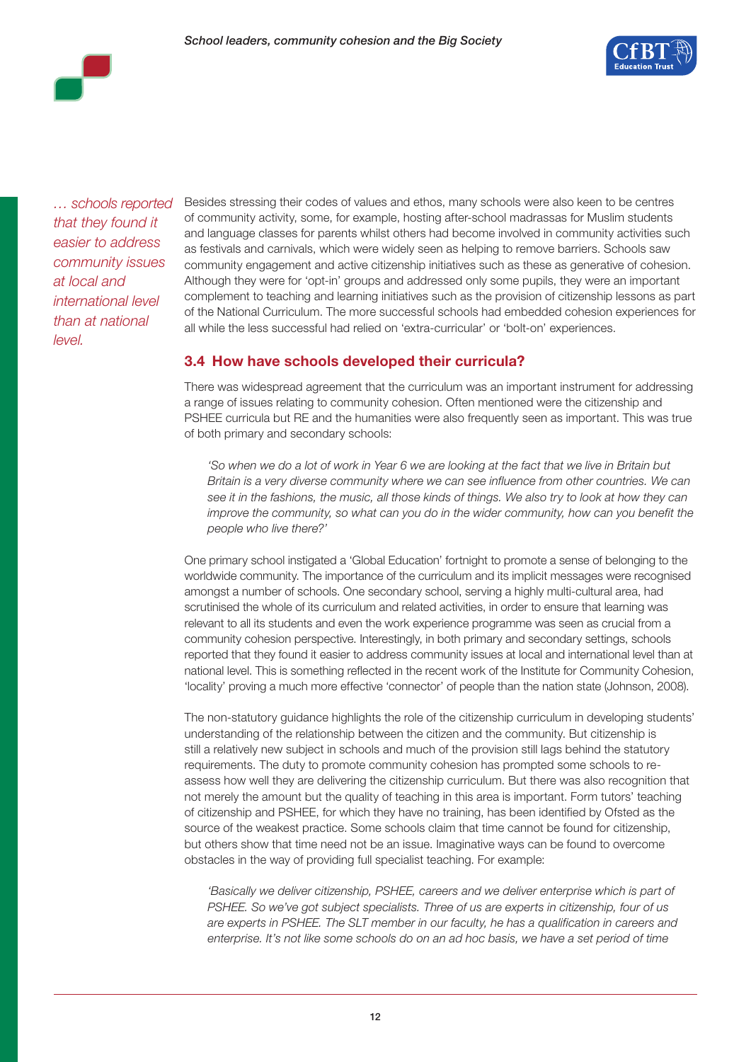*… schools reported that they found it easier to address community issues at local and international level than at national level.*

Besides stressing their codes of values and ethos, many schools were also keen to be centres of community activity, some, for example, hosting after-school madrassas for Muslim students and language classes for parents whilst others had become involved in community activities such as festivals and carnivals, which were widely seen as helping to remove barriers. Schools saw community engagement and active citizenship initiatives such as these as generative of cohesion. Although they were for 'opt-in' groups and addressed only some pupils, they were an important complement to teaching and learning initiatives such as the provision of citizenship lessons as part of the National Curriculum. The more successful schools had embedded cohesion experiences for all while the less successful had relied on 'extra-curricular' or 'bolt-on' experiences.

## 3.4 How have schools developed their curricula?

There was widespread agreement that the curriculum was an important instrument for addressing a range of issues relating to community cohesion. Often mentioned were the citizenship and PSHEE curricula but RE and the humanities were also frequently seen as important. This was true of both primary and secondary schools:

> *'So when we do a lot of work in Year 6 we are looking at the fact that we live in Britain but Britain is a very diverse community where we can see influence from other countries. We can see it in the fashions, the music, all those kinds of things. We also try to look at how they can improve the community, so what can you do in the wider community, how can you benefit the people who live there?'*

One primary school instigated a 'Global Education' fortnight to promote a sense of belonging to the worldwide community. The importance of the curriculum and its implicit messages were recognised amongst a number of schools. One secondary school, serving a highly multi-cultural area, had scrutinised the whole of its curriculum and related activities, in order to ensure that learning was relevant to all its students and even the work experience programme was seen as crucial from a community cohesion perspective. Interestingly, in both primary and secondary settings, schools reported that they found it easier to address community issues at local and international level than at national level. This is something reflected in the recent work of the Institute for Community Cohesion, 'locality' proving a much more effective 'connector' of people than the nation state (Johnson, 2008).

The non-statutory guidance highlights the role of the citizenship curriculum in developing students' understanding of the relationship between the citizen and the community. But citizenship is still a relatively new subject in schools and much of the provision still lags behind the statutory requirements. The duty to promote community cohesion has prompted some schools to re-assess how well they are delivering the citizenship curriculum. But there was also recognition that not merely the amount but the quality of teaching in this area is important. Form tutors' teaching of citizenship and PSHEE, for which they have no training, has been identified by Ofsted as the source of the weakest practice. Some schools claim that time cannot be found for citizenship, but others show that time need not be an issue. Imaginative ways can be found to overcome obstacles in the way of providing full specialist teaching. For example:

> *'Basically we deliver citizenship, PSHEE, careers and we deliver enterprise which is part of PSHEE. So we've got subject specialists. Three of us are experts in citizenship, four of us are experts in PSHEE. The SLT member in our faculty, he has a qualification in careers and enterprise. It's not like some schools do on an ad hoc basis, we have a set period of time*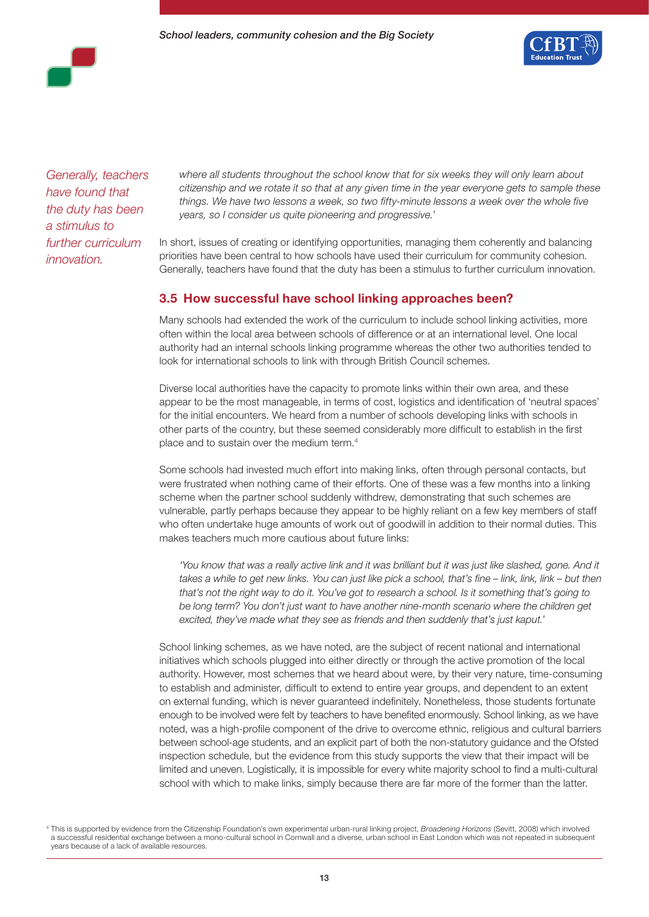*Generally, teachers have found that the duty has been a stimulus to further curriculum innovation.*

*where all students throughout the school know that for six weeks they will only learn about citizenship and we rotate it so that at any given time in the year everyone gets to sample these things. We have two lessons a week, so two fifty-minute lessons a week over the whole five years, so I consider us quite pioneering and progressive.'*

In short, issues of creating or identifying opportunities, managing them coherently and balancing priorities have been central to how schools have used their curriculum for community cohesion. Generally, teachers have found that the duty has been a stimulus to further curriculum innovation.

## 3.5 How successful have school linking approaches been?

Many schools had extended the work of the curriculum to include school linking activities, more often within the local area between schools of difference or at an international level. One local authority had an internal schools linking programme whereas the other two authorities tended to look for international schools to link with through British Council schemes.

Diverse local authorities have the capacity to promote links within their own area, and these appear to be the most manageable, in terms of cost, logistics and identification of 'neutral spaces' for the initial encounters. We heard from a number of schools developing links with schools in other parts of the country, but these seemed considerably more difficult to establish in the first place and to sustain over the medium term.[4]

Some schools had invested much effort into making links, often through personal contacts, but were frustrated when nothing came of their efforts. One of these was a few months into a linking scheme when the partner school suddenly withdrew, demonstrating that such schemes are vulnerable, partly perhaps because they appear to be highly reliant on a few key members of staff who often undertake huge amounts of work out of goodwill in addition to their normal duties. This makes teachers much more cautious about future links:

> *'You know that was a really active link and it was brilliant but it was just like slashed, gone. And it takes a while to get new links. You can just like pick a school, that's fine – link, link, link – but then that's not the right way to do it. You've got to research a school. Is it something that's going to be long term? You don't just want to have another nine-month scenario where the children get excited, they've made what they see as friends and then suddenly that's just kaput.'*

School linking schemes, as we have noted, are the subject of recent national and international initiatives which schools plugged into either directly or through the active promotion of the local authority. However, most schemes that we heard about were, by their very nature, time-consuming to establish and administer, difficult to extend to entire year groups, and dependent to an extent on external funding, which is never guaranteed indefinitely. Nonetheless, those students fortunate enough to be involved were felt by teachers to have benefited enormously. School linking, as we have noted, was a high-profile component of the drive to overcome ethnic, religious and cultural barriers between school-age students, and an explicit part of both the non-statutory guidance and the Ofsted inspection schedule, but the evidence from this study supports the view that their impact will be limited and uneven. Logistically, it is impossible for every white majority school to find a multi-cultural school with which to make links, simply because there are far more of the former than the latter.

[4] This is supported by evidence from the Citizenship Foundation's own experimental urban-rural linking project, *Broadening Horizons* (Sevitt, 2008) which involved a successful residential exchange between a mono-cultural school in Cornwall and a diverse, urban school in East London which was not repeated in subsequent years because of a lack of available resources.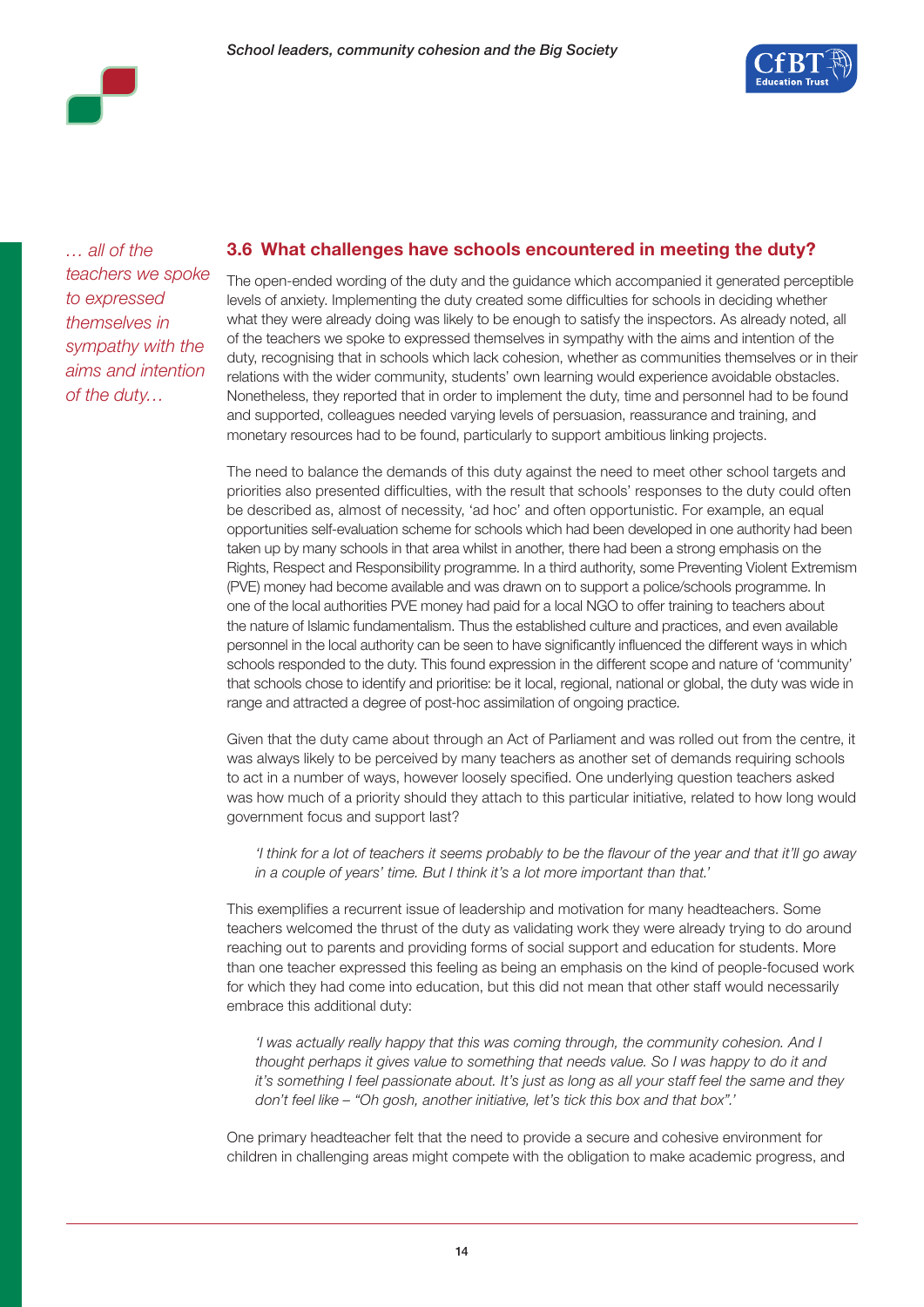*… all of the teachers we spoke to expressed themselves in sympathy with the aims and intention of the duty…*

### 3.6 What challenges have schools encountered in meeting the duty?

The open-ended wording of the duty and the guidance which accompanied it generated perceptible levels of anxiety. Implementing the duty created some difficulties for schools in deciding whether what they were already doing was likely to be enough to satisfy the inspectors. As already noted, all of the teachers we spoke to expressed themselves in sympathy with the aims and intention of the duty, recognising that in schools which lack cohesion, whether as communities themselves or in their relations with the wider community, students' own learning would experience avoidable obstacles. Nonetheless, they reported that in order to implement the duty, time and personnel had to be found and supported, colleagues needed varying levels of persuasion, reassurance and training, and monetary resources had to be found, particularly to support ambitious linking projects.

The need to balance the demands of this duty against the need to meet other school targets and priorities also presented difficulties, with the result that schools' responses to the duty could often be described as, almost of necessity, 'ad hoc' and often opportunistic. For example, an equal opportunities self-evaluation scheme for schools which had been developed in one authority had been taken up by many schools in that area whilst in another, there had been a strong emphasis on the Rights, Respect and Responsibility programme. In a third authority, some Preventing Violent Extremism (PVE) money had become available and was drawn on to support a police/schools programme. In one of the local authorities PVE money had paid for a local NGO to offer training to teachers about the nature of Islamic fundamentalism. Thus the established culture and practices, and even available personnel in the local authority can be seen to have significantly influenced the different ways in which schools responded to the duty. This found expression in the different scope and nature of 'community' that schools chose to identify and prioritise: be it local, regional, national or global, the duty was wide in range and attracted a degree of post-hoc assimilation of ongoing practice.

Given that the duty came about through an Act of Parliament and was rolled out from the centre, it was always likely to be perceived by many teachers as another set of demands requiring schools to act in a number of ways, however loosely specified. One underlying question teachers asked was how much of a priority should they attach to this particular initiative, related to how long would government focus and support last?

> *'I think for a lot of teachers it seems probably to be the flavour of the year and that it'll go away in a couple of years' time. But I think it's a lot more important than that.'*

This exemplifies a recurrent issue of leadership and motivation for many headteachers. Some teachers welcomed the thrust of the duty as validating work they were already trying to do around reaching out to parents and providing forms of social support and education for students. More than one teacher expressed this feeling as being an emphasis on the kind of people-focused work for which they had come into education, but this did not mean that other staff would necessarily embrace this additional duty:

> *'I was actually really happy that this was coming through, the community cohesion. And I thought perhaps it gives value to something that needs value. So I was happy to do it and it's something I feel passionate about. It's just as long as all your staff feel the same and they don't feel like – "Oh gosh, another initiative, let's tick this box and that box".'*

One primary headteacher felt that the need to provide a secure and cohesive environment for children in challenging areas might compete with the obligation to make academic progress, and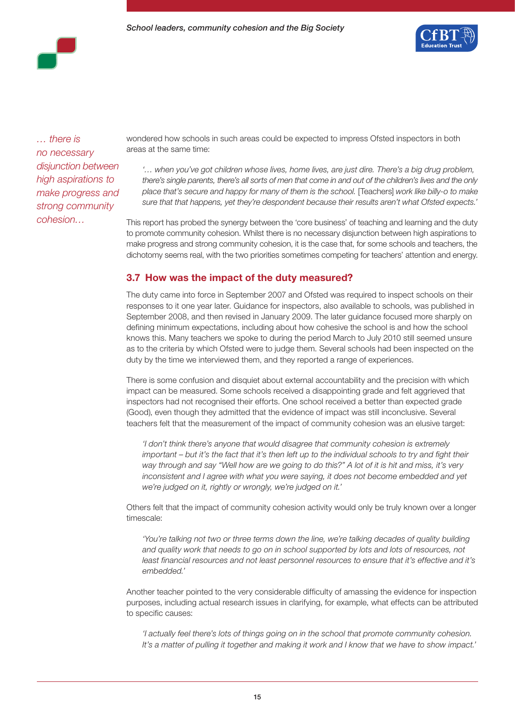*… there is no necessary disjunction between high aspirations to make progress and strong community cohesion…*

wondered how schools in such areas could be expected to impress Ofsted inspectors in both areas at the same time:

> *'… when you've got children whose lives, home lives, are just dire. There's a big drug problem, there's single parents, there's all sorts of men that come in and out of the children's lives and the only place that's secure and happy for many of them is the school.* [Teachers] *work like billy-o to make sure that that happens, yet they're despondent because their results aren't what Ofsted expects.'*

This report has probed the synergy between the 'core business' of teaching and learning and the duty to promote community cohesion. Whilst there is no necessary disjunction between high aspirations to make progress and strong community cohesion, it is the case that, for some schools and teachers, the dichotomy seems real, with the two priorities sometimes competing for teachers' attention and energy.

## 3.7 How was the impact of the duty measured?

The duty came into force in September 2007 and Ofsted was required to inspect schools on their responses to it one year later. Guidance for inspectors, also available to schools, was published in September 2008, and then revised in January 2009. The later guidance focused more sharply on defining minimum expectations, including about how cohesive the school is and how the school knows this. Many teachers we spoke to during the period March to July 2010 still seemed unsure as to the criteria by which Ofsted were to judge them. Several schools had been inspected on the duty by the time we interviewed them, and they reported a range of experiences.

There is some confusion and disquiet about external accountability and the precision with which impact can be measured. Some schools received a disappointing grade and felt aggrieved that inspectors had not recognised their efforts. One school received a better than expected grade (Good), even though they admitted that the evidence of impact was still inconclusive. Several teachers felt that the measurement of the impact of community cohesion was an elusive target:

> *'I don't think there's anyone that would disagree that community cohesion is extremely important – but it's the fact that it's then left up to the individual schools to try and fight their way through and say "Well how are we going to do this?" A lot of it is hit and miss, it's very inconsistent and I agree with what you were saying, it does not become embedded and yet we're judged on it, rightly or wrongly, we're judged on it.'*

Others felt that the impact of community cohesion activity would only be truly known over a longer timescale:

> *'You're talking not two or three terms down the line, we're talking decades of quality building and quality work that needs to go on in school supported by lots and lots of resources, not least financial resources and not least personnel resources to ensure that it's effective and it's embedded.'*

Another teacher pointed to the very considerable difficulty of amassing the evidence for inspection purposes, including actual research issues in clarifying, for example, what effects can be attributed to specific causes:

> *'I actually feel there's lots of things going on in the school that promote community cohesion. It's a matter of pulling it together and making it work and I know that we have to show impact.'*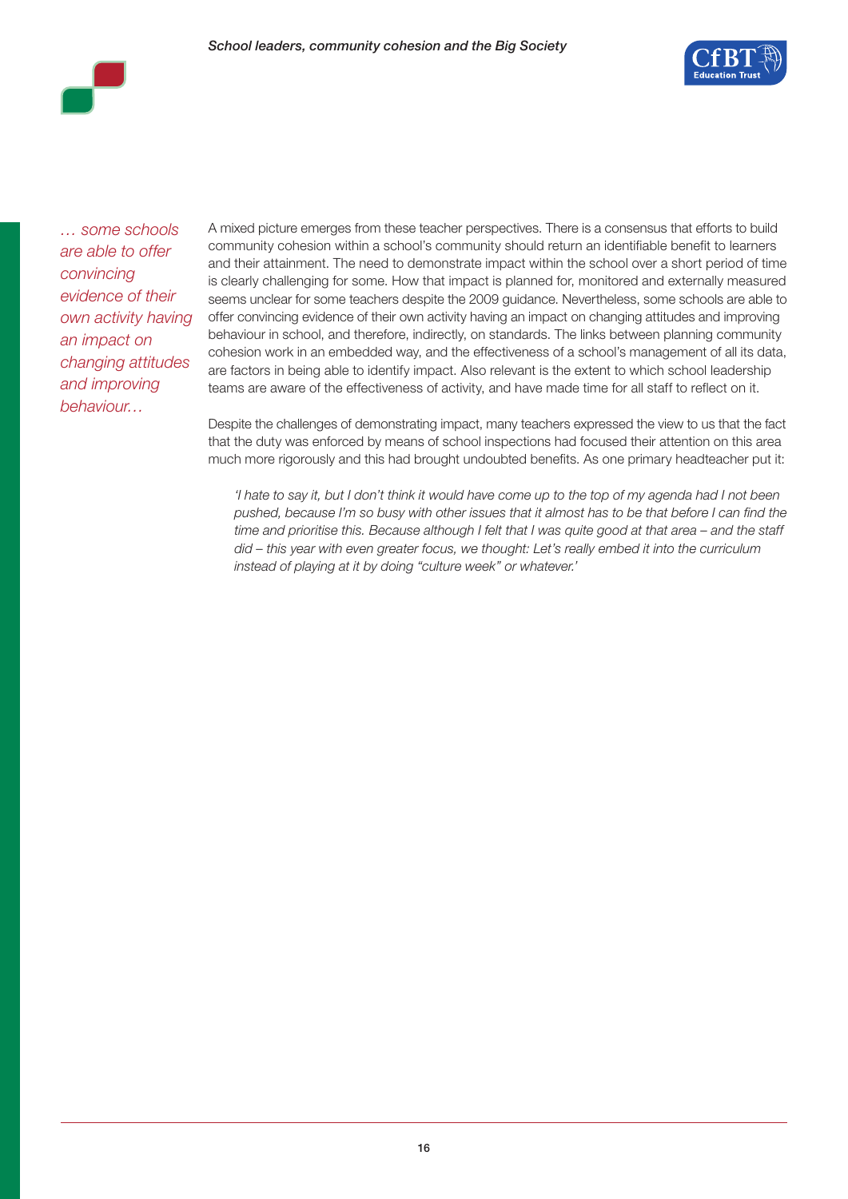*… some schools are able to offer convincing evidence of their own activity having an impact on changing attitudes and improving behaviour…*

A mixed picture emerges from these teacher perspectives. There is a consensus that efforts to build community cohesion within a school's community should return an identifiable benefit to learners and their attainment. The need to demonstrate impact within the school over a short period of time is clearly challenging for some. How that impact is planned for, monitored and externally measured seems unclear for some teachers despite the 2009 guidance. Nevertheless, some schools are able to offer convincing evidence of their own activity having an impact on changing attitudes and improving behaviour in school, and therefore, indirectly, on standards. The links between planning community cohesion work in an embedded way, and the effectiveness of a school's management of all its data, are factors in being able to identify impact. Also relevant is the extent to which school leadership teams are aware of the effectiveness of activity, and have made time for all staff to reflect on it.

Despite the challenges of demonstrating impact, many teachers expressed the view to us that the fact that the duty was enforced by means of school inspections had focused their attention on this area much more rigorously and this had brought undoubted benefits. As one primary headteacher put it:

> *'I hate to say it, but I don't think it would have come up to the top of my agenda had I not been pushed, because I'm so busy with other issues that it almost has to be that before I can find the time and prioritise this. Because although I felt that I was quite good at that area – and the staff did – this year with even greater focus, we thought: Let's really embed it into the curriculum instead of playing at it by doing "culture week" or whatever.'*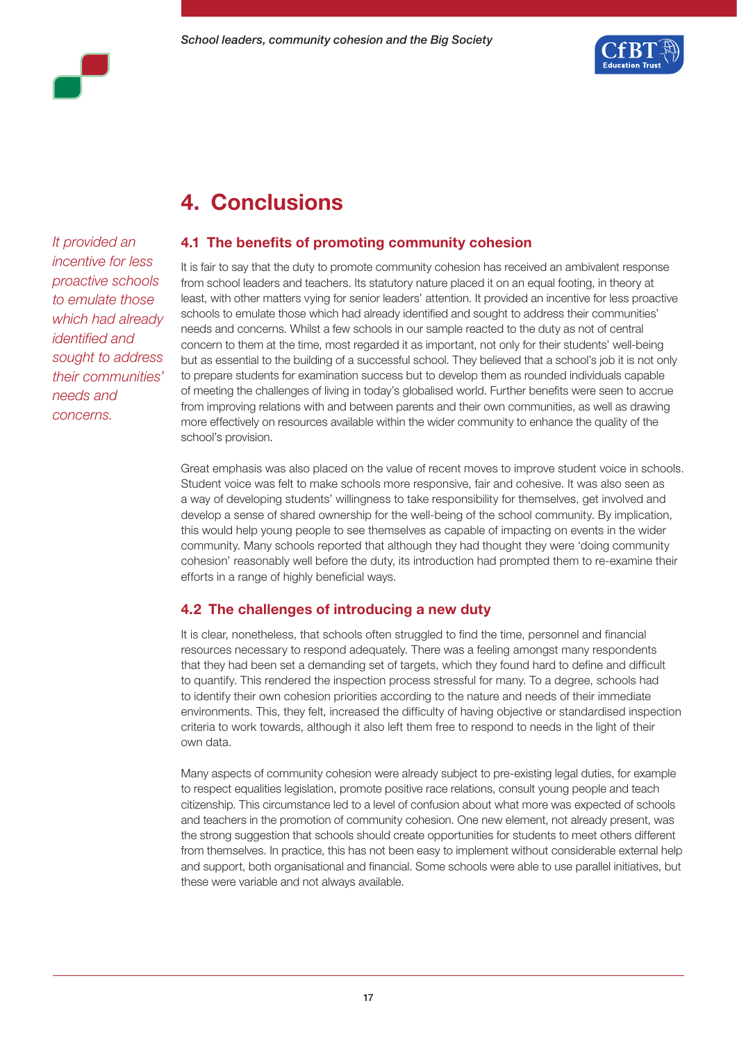## 4. Conclusions

*It provided an incentive for less proactive schools to emulate those which had already identified and sought to address their communities' needs and concerns.*

### 4.1 The benefits of promoting community cohesion

It is fair to say that the duty to promote community cohesion has received an ambivalent response from school leaders and teachers. Its statutory nature placed it on an equal footing, in theory at least, with other matters vying for senior leaders' attention. It provided an incentive for less proactive schools to emulate those which had already identified and sought to address their communities' needs and concerns. Whilst a few schools in our sample reacted to the duty as not of central concern to them at the time, most regarded it as important, not only for their students' well-being but as essential to the building of a successful school. They believed that a school's job it is not only to prepare students for examination success but to develop them as rounded individuals capable of meeting the challenges of living in today's globalised world. Further benefits were seen to accrue from improving relations with and between parents and their own communities, as well as drawing more effectively on resources available within the wider community to enhance the quality of the school's provision.

Great emphasis was also placed on the value of recent moves to improve student voice in schools. Student voice was felt to make schools more responsive, fair and cohesive. It was also seen as a way of developing students' willingness to take responsibility for themselves, get involved and develop a sense of shared ownership for the well-being of the school community. By implication, this would help young people to see themselves as capable of impacting on events in the wider community. Many schools reported that although they had thought they were 'doing community cohesion' reasonably well before the duty, its introduction had prompted them to re-examine their efforts in a range of highly beneficial ways.

### 4.2 The challenges of introducing a new duty

It is clear, nonetheless, that schools often struggled to find the time, personnel and financial resources necessary to respond adequately. There was a feeling amongst many respondents that they had been set a demanding set of targets, which they found hard to define and difficult to quantify. This rendered the inspection process stressful for many. To a degree, schools had to identify their own cohesion priorities according to the nature and needs of their immediate environments. This, they felt, increased the difficulty of having objective or standardised inspection criteria to work towards, although it also left them free to respond to needs in the light of their own data.

Many aspects of community cohesion were already subject to pre-existing legal duties, for example to respect equalities legislation, promote positive race relations, consult young people and teach citizenship. This circumstance led to a level of confusion about what more was expected of schools and teachers in the promotion of community cohesion. One new element, not already present, was the strong suggestion that schools should create opportunities for students to meet others different from themselves. In practice, this has not been easy to implement without considerable external help and support, both organisational and financial. Some schools were able to use parallel initiatives, but these were variable and not always available.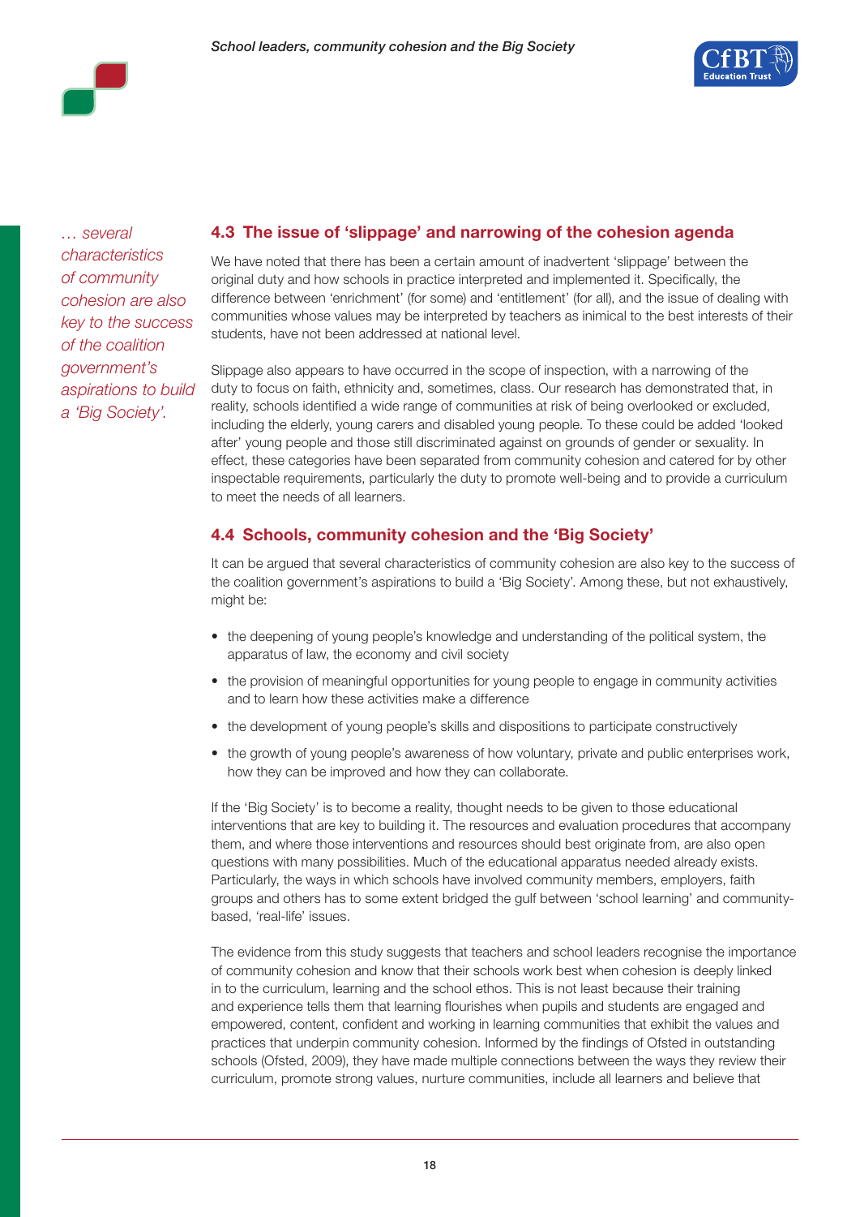*… several characteristics of community cohesion are also key to the success of the coalition government's aspirations to build a 'Big Society'.*

### 4.3 The issue of 'slippage' and narrowing of the cohesion agenda

We have noted that there has been a certain amount of inadvertent 'slippage' between the original duty and how schools in practice interpreted and implemented it. Specifically, the difference between 'enrichment' (for some) and 'entitlement' (for all), and the issue of dealing with communities whose values may be interpreted by teachers as inimical to the best interests of their students, have not been addressed at national level.

Slippage also appears to have occurred in the scope of inspection, with a narrowing of the duty to focus on faith, ethnicity and, sometimes, class. Our research has demonstrated that, in reality, schools identified a wide range of communities at risk of being overlooked or excluded, including the elderly, young carers and disabled young people. To these could be added 'looked after' young people and those still discriminated against on grounds of gender or sexuality. In effect, these categories have been separated from community cohesion and catered for by other inspectable requirements, particularly the duty to promote well-being and to provide a curriculum to meet the needs of all learners.

### 4.4 Schools, community cohesion and the 'Big Society'

It can be argued that several characteristics of community cohesion are also key to the success of the coalition government's aspirations to build a 'Big Society'. Among these, but not exhaustively, might be:

- the deepening of young people's knowledge and understanding of the political system, the apparatus of law, the economy and civil society
- the provision of meaningful opportunities for young people to engage in community activities and to learn how these activities make a difference
- the development of young people's skills and dispositions to participate constructively
- the growth of young people's awareness of how voluntary, private and public enterprises work, how they can be improved and how they can collaborate.

If the 'Big Society' is to become a reality, thought needs to be given to those educational interventions that are key to building it. The resources and evaluation procedures that accompany them, and where those interventions and resources should best originate from, are also open questions with many possibilities. Much of the educational apparatus needed already exists. Particularly, the ways in which schools have involved community members, employers, faith groups and others has to some extent bridged the gulf between 'school learning' and community-based, 'real-life' issues.

The evidence from this study suggests that teachers and school leaders recognise the importance of community cohesion and know that their schools work best when cohesion is deeply linked in to the curriculum, learning and the school ethos. This is not least because their training and experience tells them that learning flourishes when pupils and students are engaged and empowered, content, confident and working in learning communities that exhibit the values and practices that underpin community cohesion. Informed by the findings of Ofsted in outstanding schools (Ofsted, 2009), they have made multiple connections between the ways they review their curriculum, promote strong values, nurture communities, include all learners and believe that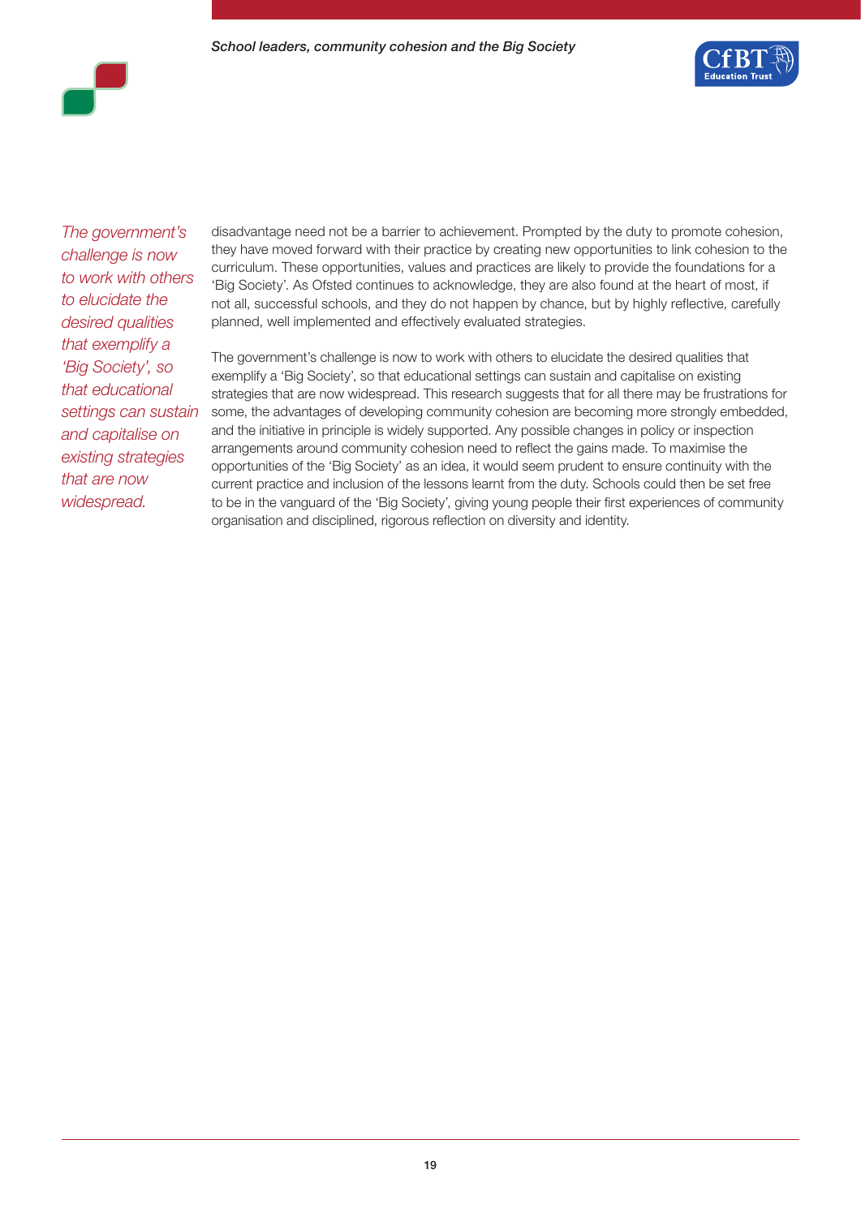*The government's challenge is now to work with others to elucidate the desired qualities that exemplify a 'Big Society', so that educational settings can sustain and capitalise on existing strategies that are now widespread.*

disadvantage need not be a barrier to achievement. Prompted by the duty to promote cohesion, they have moved forward with their practice by creating new opportunities to link cohesion to the curriculum. These opportunities, values and practices are likely to provide the foundations for a 'Big Society'. As Ofsted continues to acknowledge, they are also found at the heart of most, if not all, successful schools, and they do not happen by chance, but by highly reflective, carefully planned, well implemented and effectively evaluated strategies.

The government's challenge is now to work with others to elucidate the desired qualities that exemplify a 'Big Society', so that educational settings can sustain and capitalise on existing strategies that are now widespread. This research suggests that for all there may be frustrations for some, the advantages of developing community cohesion are becoming more strongly embedded, and the initiative in principle is widely supported. Any possible changes in policy or inspection arrangements around community cohesion need to reflect the gains made. To maximise the opportunities of the 'Big Society' as an idea, it would seem prudent to ensure continuity with the current practice and inclusion of the lessons learnt from the duty. Schools could then be set free to be in the vanguard of the 'Big Society', giving young people their first experiences of community organisation and disciplined, rigorous reflection on diversity and identity.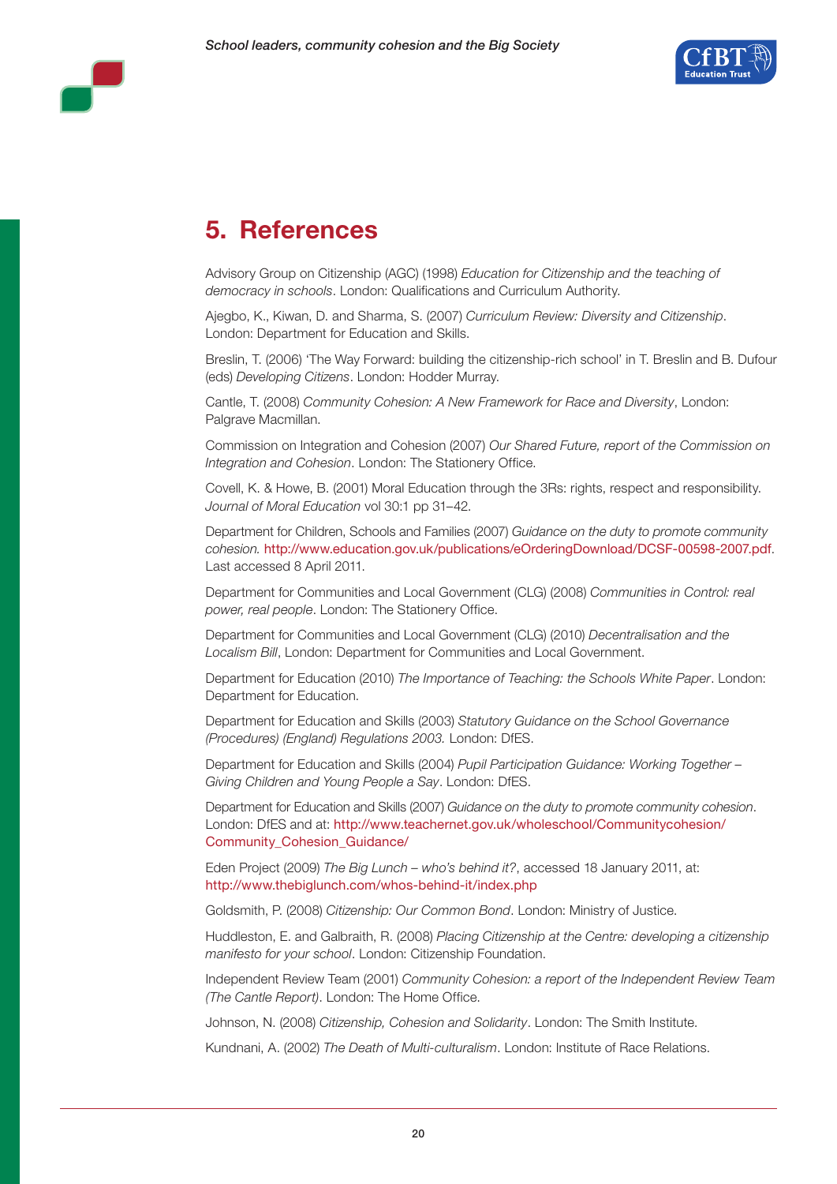# 5. References

Advisory Group on Citizenship (AGC) (1998) *Education for Citizenship and the teaching of democracy in schools*. London: Qualifications and Curriculum Authority.

Ajegbo, K., Kiwan, D. and Sharma, S. (2007) *Curriculum Review: Diversity and Citizenship*. London: Department for Education and Skills.

Breslin, T. (2006) 'The Way Forward: building the citizenship-rich school' in T. Breslin and B. Dufour (eds) *Developing Citizens*. London: Hodder Murray.

Cantle, T. (2008) *Community Cohesion: A New Framework for Race and Diversity*, London: Palgrave Macmillan.

Commission on Integration and Cohesion (2007) *Our Shared Future, report of the Commission on Integration and Cohesion*. London: The Stationery Office.

Covell, K. & Howe, B. (2001) Moral Education through the 3Rs: rights, respect and responsibility. *Journal of Moral Education* vol 30:1 pp 31–42.

Department for Children, Schools and Families (2007) *Guidance on the duty to promote community cohesion.* http://www.education.gov.uk/publications/eOrderingDownload/DCSF-00598-2007.pdf. Last accessed 8 April 2011.

Department for Communities and Local Government (CLG) (2008) *Communities in Control: real power, real people*. London: The Stationery Office.

Department for Communities and Local Government (CLG) (2010) *Decentralisation and the Localism Bill*, London: Department for Communities and Local Government.

Department for Education (2010) *The Importance of Teaching: the Schools White Paper*. London: Department for Education.

Department for Education and Skills (2003) *Statutory Guidance on the School Governance (Procedures) (England) Regulations 2003.* London: DfES.

Department for Education and Skills (2004) *Pupil Participation Guidance: Working Together – Giving Children and Young People a Say*. London: DfES.

Department for Education and Skills (2007) *Guidance on the duty to promote community cohesion*. London: DfES and at: http://www.teachernet.gov.uk/wholeschool/Communitycohesion/Community_Cohesion_Guidance/

Eden Project (2009) *The Big Lunch – who's behind it?*, accessed 18 January 2011, at: http://www.thebiglunch.com/whos-behind-it/index.php

Goldsmith, P. (2008) *Citizenship: Our Common Bond*. London: Ministry of Justice.

Huddleston, E. and Galbraith, R. (2008) *Placing Citizenship at the Centre: developing a citizenship manifesto for your school*. London: Citizenship Foundation.

Independent Review Team (2001) *Community Cohesion: a report of the Independent Review Team (The Cantle Report)*. London: The Home Office.

Johnson, N. (2008) *Citizenship, Cohesion and Solidarity*. London: The Smith Institute.

Kundnani, A. (2002) *The Death of Multi-culturalism*. London: Institute of Race Relations.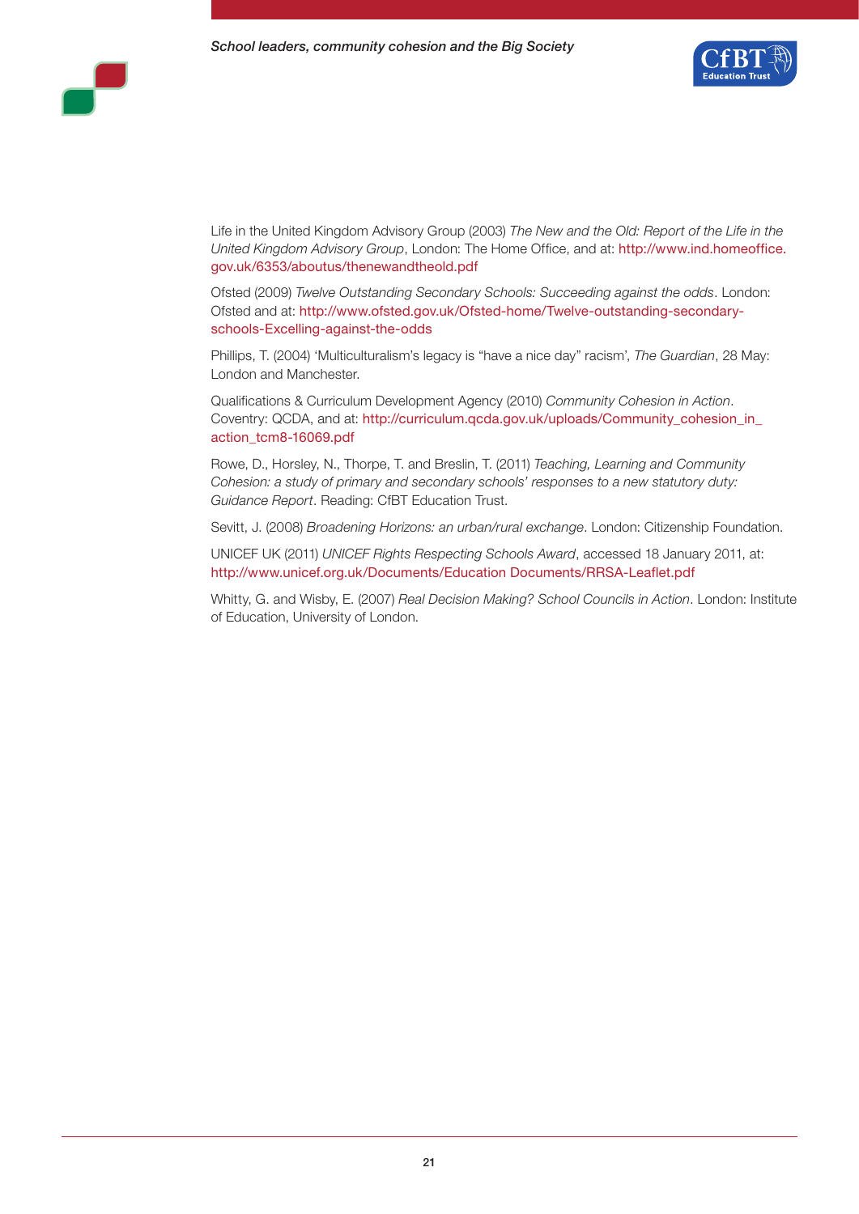Life in the United Kingdom Advisory Group (2003) *The New and the Old: Report of the Life in the United Kingdom Advisory Group*, London: The Home Office, and at: http://www.ind.homeoffice.gov.uk/6353/aboutus/thenewandtheold.pdf

Ofsted (2009) *Twelve Outstanding Secondary Schools: Succeeding against the odds*. London: Ofsted and at: http://www.ofsted.gov.uk/Ofsted-home/Twelve-outstanding-secondary-schools-Excelling-against-the-odds

Phillips, T. (2004) 'Multiculturalism's legacy is "have a nice day" racism', *The Guardian*, 28 May: London and Manchester.

Qualifications & Curriculum Development Agency (2010) *Community Cohesion in Action*. Coventry: QCDA, and at: http://curriculum.qcda.gov.uk/uploads/Community_cohesion_in_action_tcm8-16069.pdf

Rowe, D., Horsley, N., Thorpe, T. and Breslin, T. (2011) *Teaching, Learning and Community Cohesion: a study of primary and secondary schools' responses to a new statutory duty: Guidance Report*. Reading: CfBT Education Trust.

Sevitt, J. (2008) *Broadening Horizons: an urban/rural exchange*. London: Citizenship Foundation.

UNICEF UK (2011) *UNICEF Rights Respecting Schools Award*, accessed 18 January 2011, at: http://www.unicef.org.uk/Documents/Education Documents/RRSA-Leaflet.pdf

Whitty, G. and Wisby, E. (2007) *Real Decision Making? School Councils in Action*. London: Institute of Education, University of London.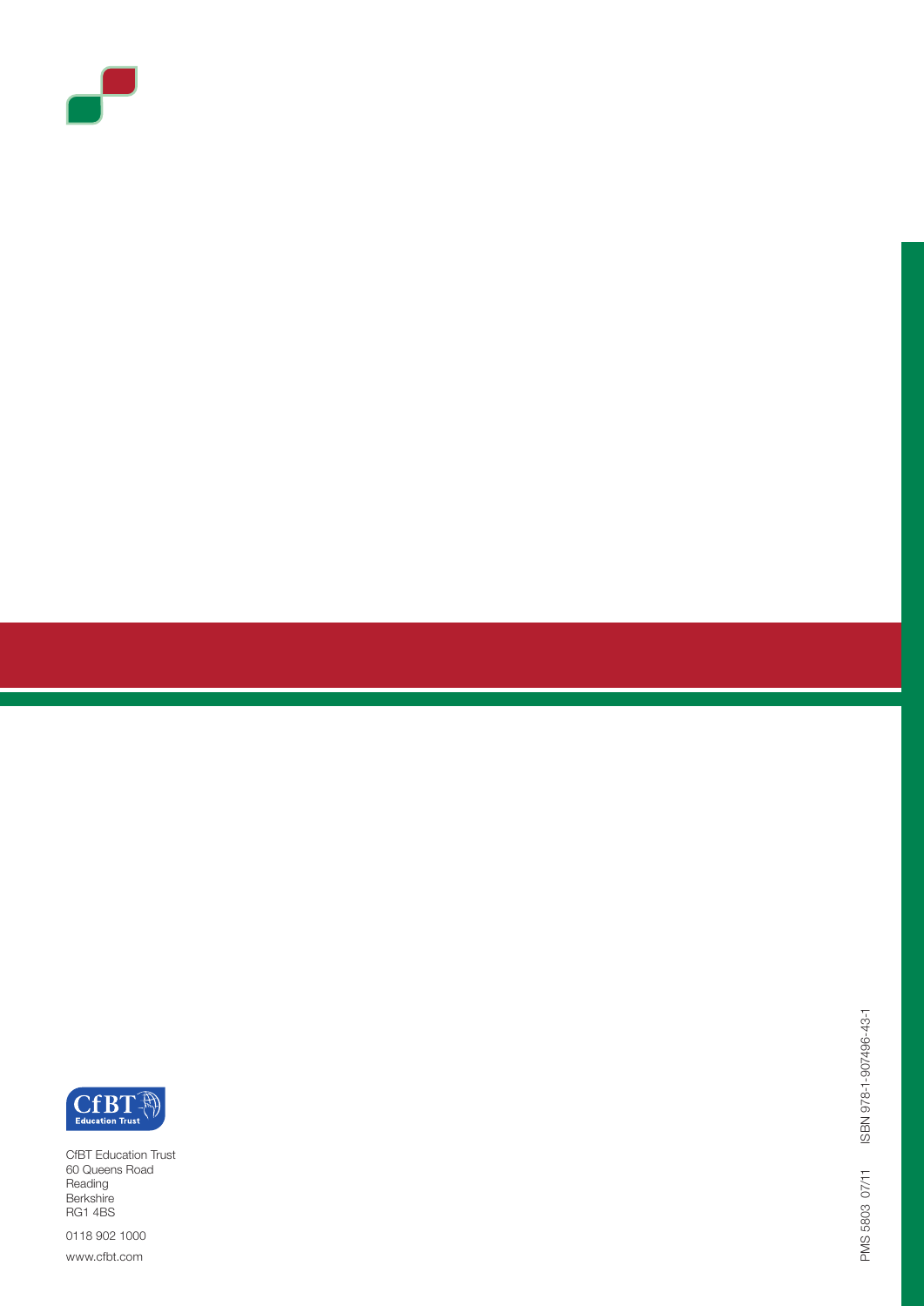CfBT Education Trust
60 Queens Road
Reading
Berkshire
RG1 4BS

0118 902 1000

www.cfbt.com

PMS 5803 07/11 ISBN 978-1-907496-43-1